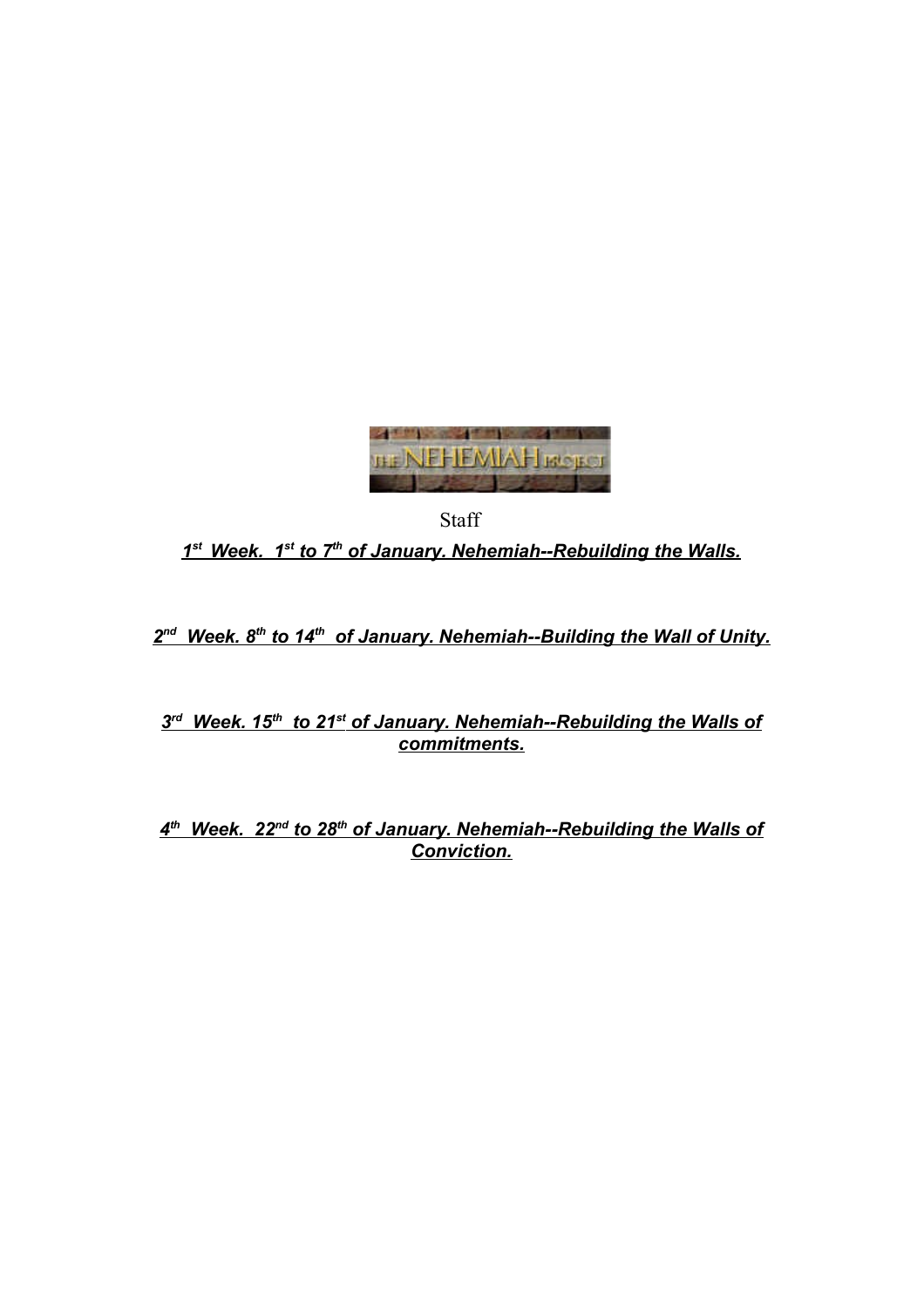THE NEHEMIAH PROJECT

Staff

***1st Week. 1st to 7th of January. Nehemiah--Rebuilding the Walls.***

***2nd Week. 8th to 14th of January. Nehemiah--Building the Wall of Unity.***

***3rd Week. 15th to 21st of January. Nehemiah--Rebuilding the Walls of commitments.***

***4th Week. 22nd to 28th of January. Nehemiah--Rebuilding the Walls of Conviction.***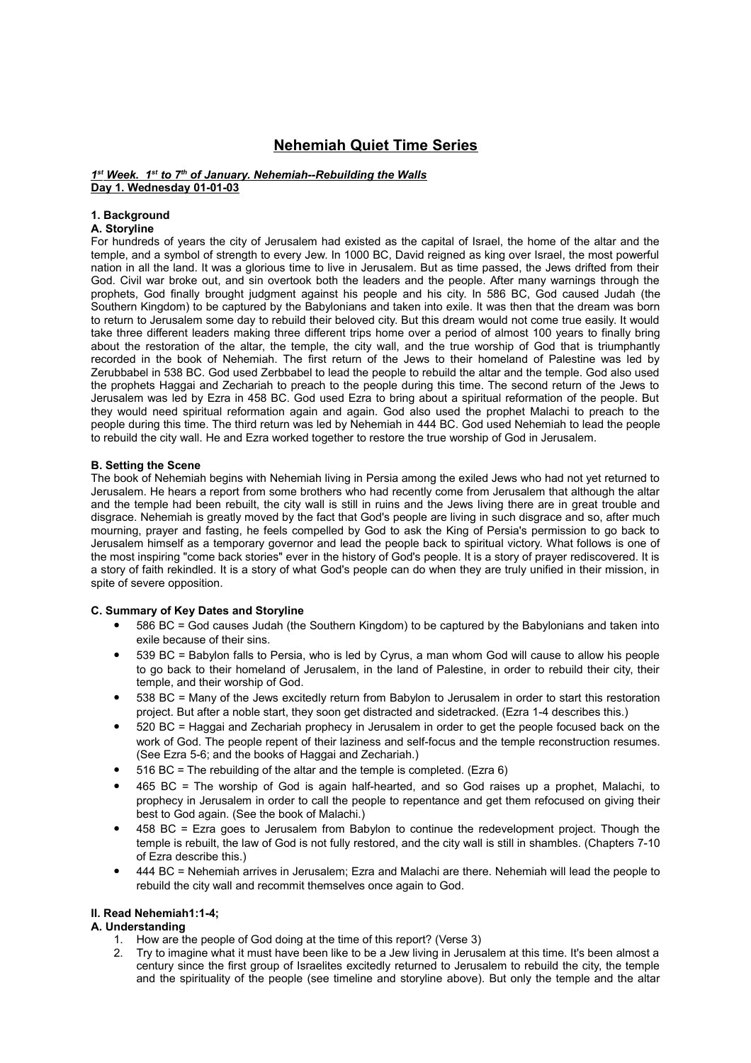# Nehemiah Quiet Time Series

***1st Week. 1st to 7th of January. Nehemiah--Rebuilding the Walls***
**Day 1. Wednesday 01-01-03**

**1. Background**

**A. Storyline**

For hundreds of years the city of Jerusalem had existed as the capital of Israel, the home of the altar and the temple, and a symbol of strength to every Jew. In 1000 BC, David reigned as king over Israel, the most powerful nation in all the land. It was a glorious time to live in Jerusalem. But as time passed, the Jews drifted from their God. Civil war broke out, and sin overtook both the leaders and the people. After many warnings through the prophets, God finally brought judgment against his people and his city. In 586 BC, God caused Judah (the Southern Kingdom) to be captured by the Babylonians and taken into exile. It was then that the dream was born to return to Jerusalem some day to rebuild their beloved city. But this dream would not come true easily. It would take three different leaders making three different trips home over a period of almost 100 years to finally bring about the restoration of the altar, the temple, the city wall, and the true worship of God that is triumphantly recorded in the book of Nehemiah. The first return of the Jews to their homeland of Palestine was led by Zerubbabel in 538 BC. God used Zerbbabel to lead the people to rebuild the altar and the temple. God also used the prophets Haggai and Zechariah to preach to the people during this time. The second return of the Jews to Jerusalem was led by Ezra in 458 BC. God used Ezra to bring about a spiritual reformation of the people. But they would need spiritual reformation again and again. God also used the prophet Malachi to preach to the people during this time. The third return was led by Nehemiah in 444 BC. God used Nehemiah to lead the people to rebuild the city wall. He and Ezra worked together to restore the true worship of God in Jerusalem.

**B. Setting the Scene**

The book of Nehemiah begins with Nehemiah living in Persia among the exiled Jews who had not yet returned to Jerusalem. He hears a report from some brothers who had recently come from Jerusalem that although the altar and the temple had been rebuilt, the city wall is still in ruins and the Jews living there are in great trouble and disgrace. Nehemiah is greatly moved by the fact that God's people are living in such disgrace and so, after much mourning, prayer and fasting, he feels compelled by God to ask the King of Persia's permission to go back to Jerusalem himself as a temporary governor and lead the people back to spiritual victory. What follows is one of the most inspiring "come back stories" ever in the history of God's people. It is a story of prayer rediscovered. It is a story of faith rekindled. It is a story of what God's people can do when they are truly unified in their mission, in spite of severe opposition.

**C. Summary of Key Dates and Storyline**

- 586 BC = God causes Judah (the Southern Kingdom) to be captured by the Babylonians and taken into exile because of their sins.
- 539 BC = Babylon falls to Persia, who is led by Cyrus, a man whom God will cause to allow his people to go back to their homeland of Jerusalem, in the land of Palestine, in order to rebuild their city, their temple, and their worship of God.
- 538 BC = Many of the Jews excitedly return from Babylon to Jerusalem in order to start this restoration project. But after a noble start, they soon get distracted and sidetracked. (Ezra 1-4 describes this.)
- 520 BC = Haggai and Zechariah prophecy in Jerusalem in order to get the people focused back on the work of God. The people repent of their laziness and self-focus and the temple reconstruction resumes. (See Ezra 5-6; and the books of Haggai and Zechariah.)
- 516 BC = The rebuilding of the altar and the temple is completed. (Ezra 6)
- 465 BC = The worship of God is again half-hearted, and so God raises up a prophet, Malachi, to prophecy in Jerusalem in order to call the people to repentance and get them refocused on giving their best to God again. (See the book of Malachi.)
- 458 BC = Ezra goes to Jerusalem from Babylon to continue the redevelopment project. Though the temple is rebuilt, the law of God is not fully restored, and the city wall is still in shambles. (Chapters 7-10 of Ezra describe this.)
- 444 BC = Nehemiah arrives in Jerusalem; Ezra and Malachi are there. Nehemiah will lead the people to rebuild the city wall and recommit themselves once again to God.

**II. Read Nehemiah1:1-4;**

**A. Understanding**

1. How are the people of God doing at the time of this report? (Verse 3)
2. Try to imagine what it must have been like to be a Jew living in Jerusalem at this time. It's been almost a century since the first group of Israelites excitedly returned to Jerusalem to rebuild the city, the temple and the spirituality of the people (see timeline and storyline above). But only the temple and the altar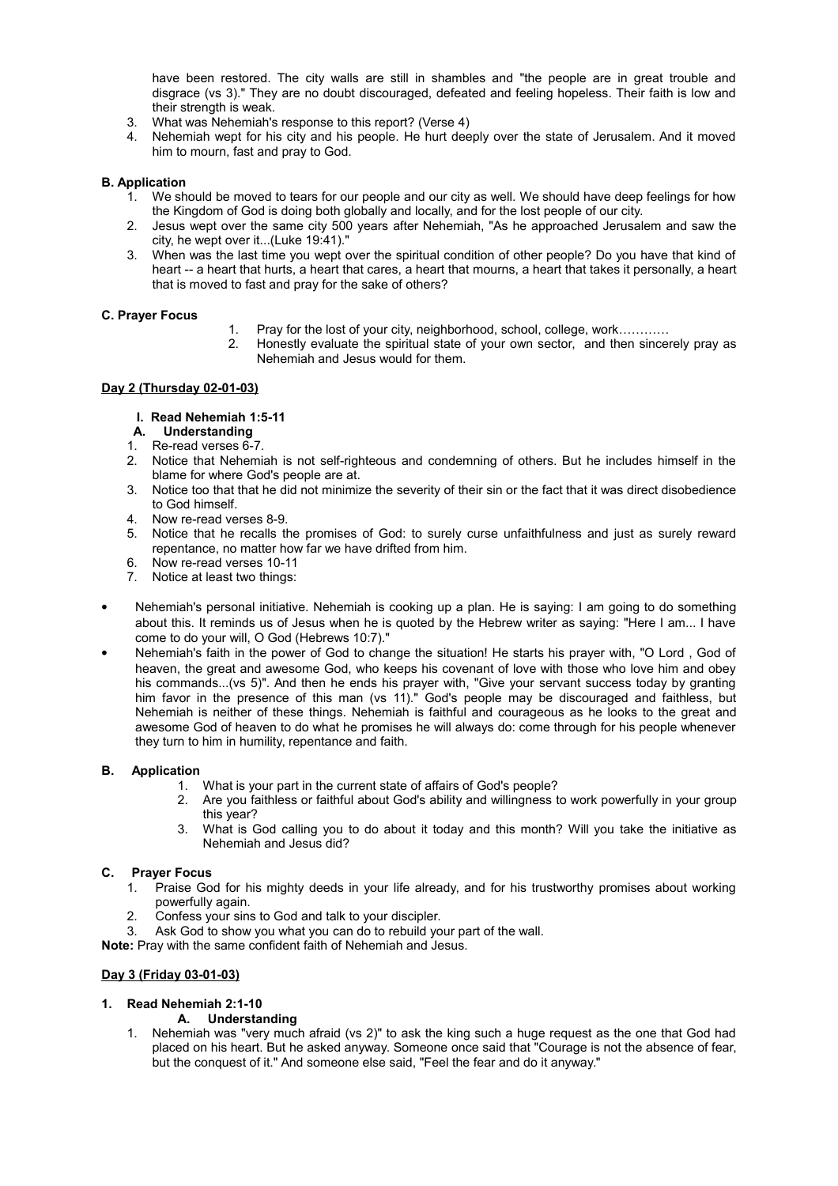have been restored. The city walls are still in shambles and "the people are in great trouble and disgrace (vs 3)." They are no doubt discouraged, defeated and feeling hopeless. Their faith is low and their strength is weak.

3. What was Nehemiah's response to this report? (Verse 4)
4. Nehemiah wept for his city and his people. He hurt deeply over the state of Jerusalem. And it moved him to mourn, fast and pray to God.

**B. Application**

1. We should be moved to tears for our people and our city as well. We should have deep feelings for how the Kingdom of God is doing both globally and locally, and for the lost people of our city.
2. Jesus wept over the same city 500 years after Nehemiah, "As he approached Jerusalem and saw the city, he wept over it...(Luke 19:41)."
3. When was the last time you wept over the spiritual condition of other people? Do you have that kind of heart -- a heart that hurts, a heart that cares, a heart that mourns, a heart that takes it personally, a heart that is moved to fast and pray for the sake of others?

**C. Prayer Focus**

1. Pray for the lost of your city, neighborhood, school, college, work…………
2. Honestly evaluate the spiritual state of your own sector, and then sincerely pray as Nehemiah and Jesus would for them.

**Day 2 (Thursday 02-01-03)**

**I. Read Nehemiah 1:5-11**

**A. Understanding**

1. Re-read verses 6-7.
2. Notice that Nehemiah is not self-righteous and condemning of others. But he includes himself in the blame for where God's people are at.
3. Notice too that that he did not minimize the severity of their sin or the fact that it was direct disobedience to God himself.
4. Now re-read verses 8-9.
5. Notice that he recalls the promises of God: to surely curse unfaithfulness and just as surely reward repentance, no matter how far we have drifted from him.
6. Now re-read verses 10-11
7. Notice at least two things:

- Nehemiah's personal initiative. Nehemiah is cooking up a plan. He is saying: I am going to do something about this. It reminds us of Jesus when he is quoted by the Hebrew writer as saying: "Here I am... I have come to do your will, O God (Hebrews 10:7)."
- Nehemiah's faith in the power of God to change the situation! He starts his prayer with, "O Lord , God of heaven, the great and awesome God, who keeps his covenant of love with those who love him and obey his commands...(vs 5)". And then he ends his prayer with, "Give your servant success today by granting him favor in the presence of this man (vs 11)." God's people may be discouraged and faithless, but Nehemiah is neither of these things. Nehemiah is faithful and courageous as he looks to the great and awesome God of heaven to do what he promises he will always do: come through for his people whenever they turn to him in humility, repentance and faith.

**B. Application**

1. What is your part in the current state of affairs of God's people?
2. Are you faithless or faithful about God's ability and willingness to work powerfully in your group this year?
3. What is God calling you to do about it today and this month? Will you take the initiative as Nehemiah and Jesus did?

**C. Prayer Focus**

1. Praise God for his mighty deeds in your life already, and for his trustworthy promises about working powerfully again.
2. Confess your sins to God and talk to your discipler.
3. Ask God to show you what you can do to rebuild your part of the wall.

**Note:** Pray with the same confident faith of Nehemiah and Jesus.

**Day 3 (Friday 03-01-03)**

**1. Read Nehemiah 2:1-10**

**A. Understanding**

1. Nehemiah was "very much afraid (vs 2)" to ask the king such a huge request as the one that God had placed on his heart. But he asked anyway. Someone once said that "Courage is not the absence of fear, but the conquest of it." And someone else said, "Feel the fear and do it anyway."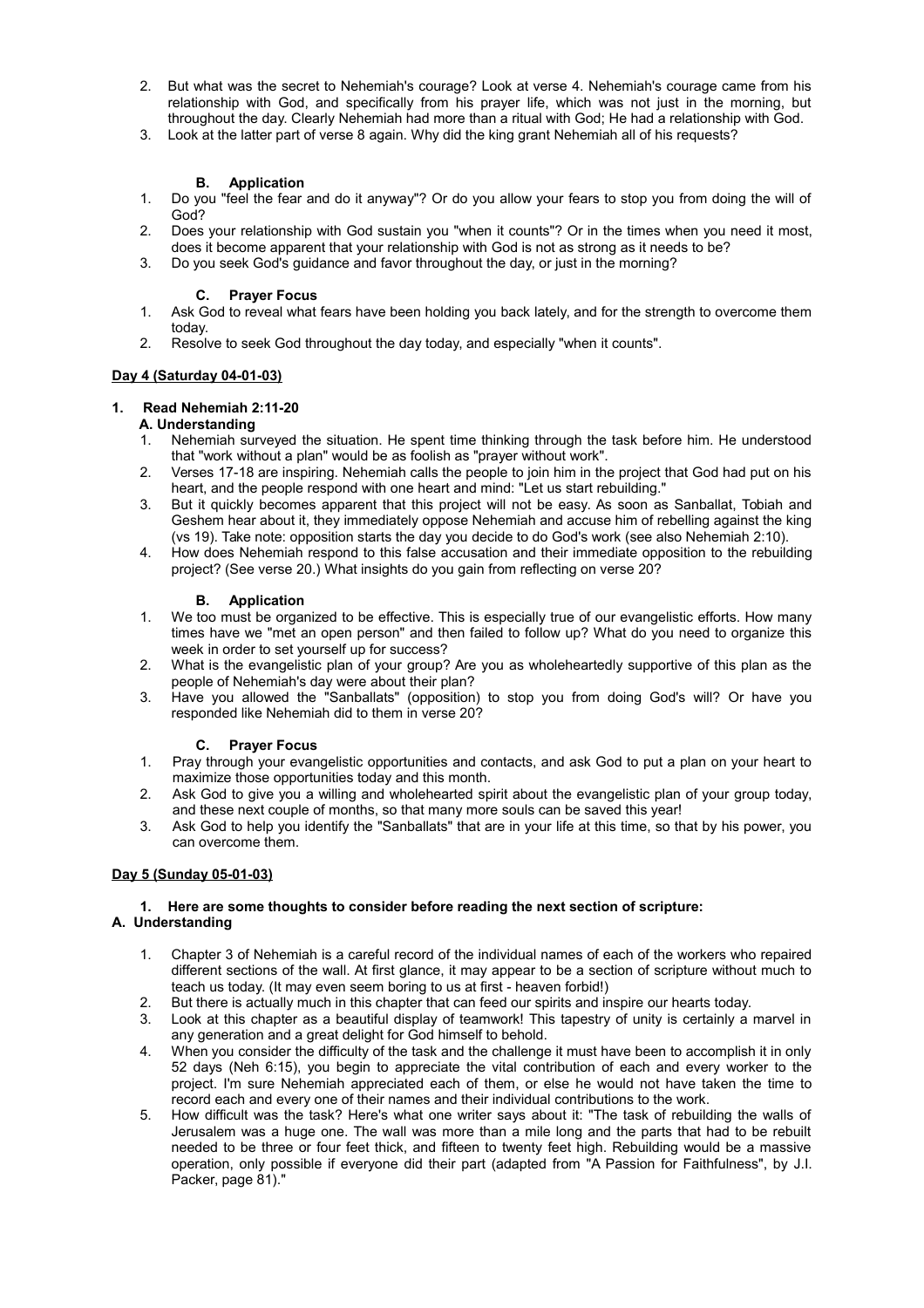2. But what was the secret to Nehemiah's courage? Look at verse 4. Nehemiah's courage came from his relationship with God, and specifically from his prayer life, which was not just in the morning, but throughout the day. Clearly Nehemiah had more than a ritual with God; He had a relationship with God.
3. Look at the latter part of verse 8 again. Why did the king grant Nehemiah all of his requests?

### B. Application

1. Do you "feel the fear and do it anyway"? Or do you allow your fears to stop you from doing the will of God?
2. Does your relationship with God sustain you "when it counts"? Or in the times when you need it most, does it become apparent that your relationship with God is not as strong as it needs to be?
3. Do you seek God's guidance and favor throughout the day, or just in the morning?

### C. Prayer Focus

1. Ask God to reveal what fears have been holding you back lately, and for the strength to overcome them today.
2. Resolve to seek God throughout the day today, and especially "when it counts".

## Day 4 (Saturday 04-01-03)

### 1. Read Nehemiah 2:11-20

### A. Understanding

1. Nehemiah surveyed the situation. He spent time thinking through the task before him. He understood that "work without a plan" would be as foolish as "prayer without work".
2. Verses 17-18 are inspiring. Nehemiah calls the people to join him in the project that God had put on his heart, and the people respond with one heart and mind: "Let us start rebuilding."
3. But it quickly becomes apparent that this project will not be easy. As soon as Sanballat, Tobiah and Geshem hear about it, they immediately oppose Nehemiah and accuse him of rebelling against the king (vs 19). Take note: opposition starts the day you decide to do God's work (see also Nehemiah 2:10).
4. How does Nehemiah respond to this false accusation and their immediate opposition to the rebuilding project? (See verse 20.) What insights do you gain from reflecting on verse 20?

### B. Application

1. We too must be organized to be effective. This is especially true of our evangelistic efforts. How many times have we "met an open person" and then failed to follow up? What do you need to organize this week in order to set yourself up for success?
2. What is the evangelistic plan of your group? Are you as wholeheartedly supportive of this plan as the people of Nehemiah's day were about their plan?
3. Have you allowed the "Sanballats" (opposition) to stop you from doing God's will? Or have you responded like Nehemiah did to them in verse 20?

### C. Prayer Focus

1. Pray through your evangelistic opportunities and contacts, and ask God to put a plan on your heart to maximize those opportunities today and this month.
2. Ask God to give you a willing and wholehearted spirit about the evangelistic plan of your group today, and these next couple of months, so that many more souls can be saved this year!
3. Ask God to help you identify the "Sanballats" that are in your life at this time, so that by his power, you can overcome them.

## Day 5 (Sunday 05-01-03)

### 1. Here are some thoughts to consider before reading the next section of scripture:

### A. Understanding

1. Chapter 3 of Nehemiah is a careful record of the individual names of each of the workers who repaired different sections of the wall. At first glance, it may appear to be a section of scripture without much to teach us today. (It may even seem boring to us at first - heaven forbid!)
2. But there is actually much in this chapter that can feed our spirits and inspire our hearts today.
3. Look at this chapter as a beautiful display of teamwork! This tapestry of unity is certainly a marvel in any generation and a great delight for God himself to behold.
4. When you consider the difficulty of the task and the challenge it must have been to accomplish it in only 52 days (Neh 6:15), you begin to appreciate the vital contribution of each and every worker to the project. I'm sure Nehemiah appreciated each of them, or else he would not have taken the time to record each and every one of their names and their individual contributions to the work.
5. How difficult was the task? Here's what one writer says about it: "The task of rebuilding the walls of Jerusalem was a huge one. The wall was more than a mile long and the parts that had to be rebuilt needed to be three or four feet thick, and fifteen to twenty feet high. Rebuilding would be a massive operation, only possible if everyone did their part (adapted from "A Passion for Faithfulness", by J.I. Packer, page 81)."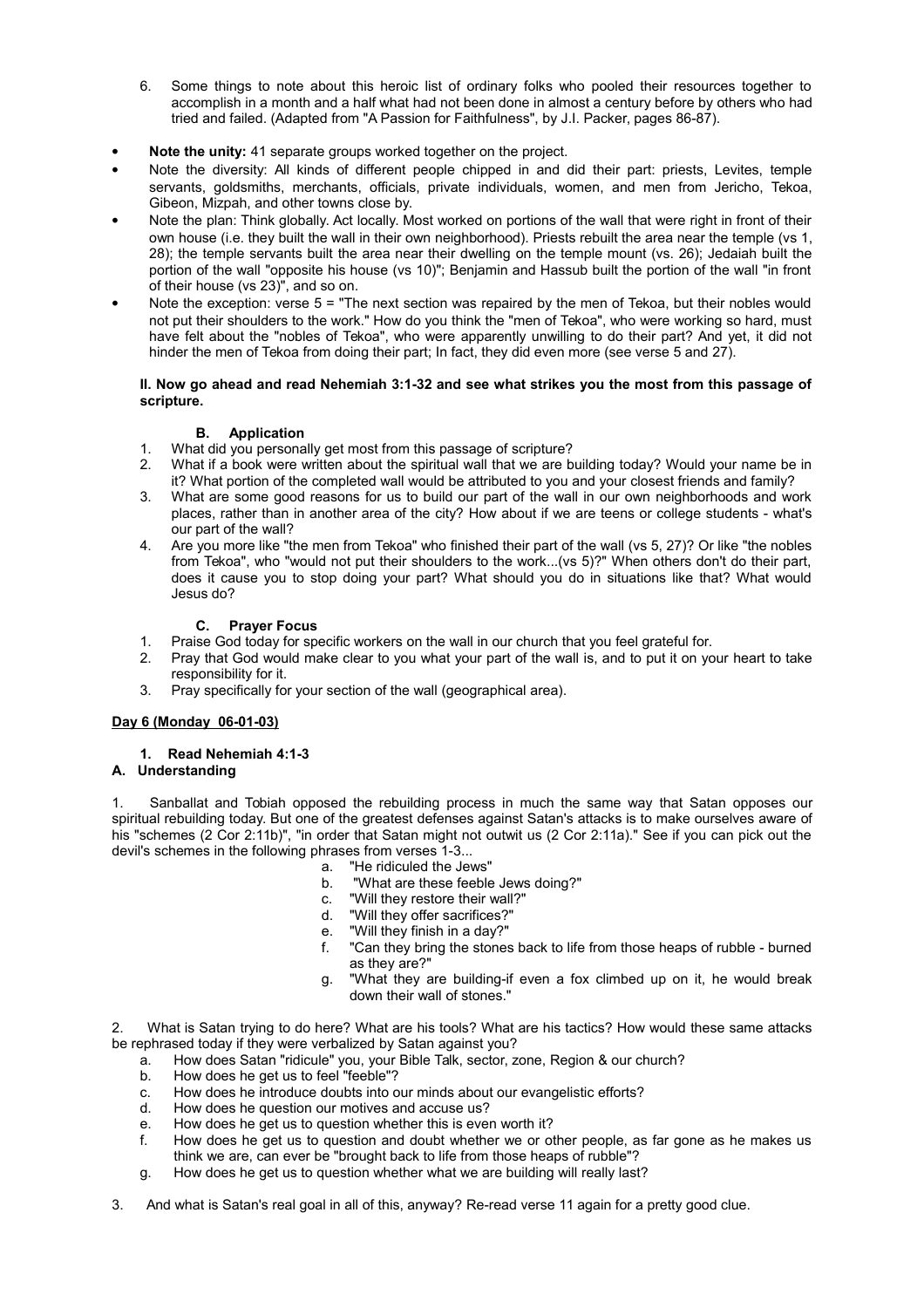6. Some things to note about this heroic list of ordinary folks who pooled their resources together to accomplish in a month and a half what had not been done in almost a century before by others who had tried and failed. (Adapted from "A Passion for Faithfulness", by J.I. Packer, pages 86-87).

- **Note the unity:** 41 separate groups worked together on the project.
- Note the diversity: All kinds of different people chipped in and did their part: priests, Levites, temple servants, goldsmiths, merchants, officials, private individuals, women, and men from Jericho, Tekoa, Gibeon, Mizpah, and other towns close by.
- Note the plan: Think globally. Act locally. Most worked on portions of the wall that were right in front of their own house (i.e. they built the wall in their own neighborhood). Priests rebuilt the area near the temple (vs 1, 28); the temple servants built the area near their dwelling on the temple mount (vs. 26); Jedaiah built the portion of the wall "opposite his house (vs 10)"; Benjamin and Hassub built the portion of the wall "in front of their house (vs 23)", and so on.
- Note the exception: verse 5 = "The next section was repaired by the men of Tekoa, but their nobles would not put their shoulders to the work." How do you think the "men of Tekoa", who were working so hard, must have felt about the "nobles of Tekoa", who were apparently unwilling to do their part? And yet, it did not hinder the men of Tekoa from doing their part; In fact, they did even more (see verse 5 and 27).

**II. Now go ahead and read Nehemiah 3:1-32 and see what strikes you the most from this passage of scripture.**

**B. Application**

1. What did you personally get most from this passage of scripture?
2. What if a book were written about the spiritual wall that we are building today? Would your name be in it? What portion of the completed wall would be attributed to you and your closest friends and family?
3. What are some good reasons for us to build our part of the wall in our own neighborhoods and work places, rather than in another area of the city? How about if we are teens or college students - what's our part of the wall?
4. Are you more like "the men from Tekoa" who finished their part of the wall (vs 5, 27)? Or like "the nobles from Tekoa", who "would not put their shoulders to the work...(vs 5)?" When others don't do their part, does it cause you to stop doing your part? What should you do in situations like that? What would Jesus do?

**C. Prayer Focus**

1. Praise God today for specific workers on the wall in our church that you feel grateful for.
2. Pray that God would make clear to you what your part of the wall is, and to put it on your heart to take responsibility for it.
3. Pray specifically for your section of the wall (geographical area).

**Day 6 (Monday 06-01-03)**

**1. Read Nehemiah 4:1-3**

**A. Understanding**

1. Sanballat and Tobiah opposed the rebuilding process in much the same way that Satan opposes our spiritual rebuilding today. But one of the greatest defenses against Satan's attacks is to make ourselves aware of his "schemes (2 Cor 2:11b)", "in order that Satan might not outwit us (2 Cor 2:11a)." See if you can pick out the devil's schemes in the following phrases from verses 1-3...

   a. "He ridiculed the Jews"
   b. "What are these feeble Jews doing?"
   c. "Will they restore their wall?"
   d. "Will they offer sacrifices?"
   e. "Will they finish in a day?"
   f. "Can they bring the stones back to life from those heaps of rubble - burned as they are?"
   g. "What they are building-if even a fox climbed up on it, he would break down their wall of stones."

2. What is Satan trying to do here? What are his tools? What are his tactics? How would these same attacks be rephrased today if they were verbalized by Satan against you?

   a. How does Satan "ridicule" you, your Bible Talk, sector, zone, Region & our church?
   b. How does he get us to feel "feeble"?
   c. How does he introduce doubts into our minds about our evangelistic efforts?
   d. How does he question our motives and accuse us?
   e. How does he get us to question whether this is even worth it?
   f. How does he get us to question and doubt whether we or other people, as far gone as he makes us think we are, can ever be "brought back to life from those heaps of rubble"?
   g. How does he get us to question whether what we are building will really last?

3. And what is Satan's real goal in all of this, anyway? Re-read verse 11 again for a pretty good clue.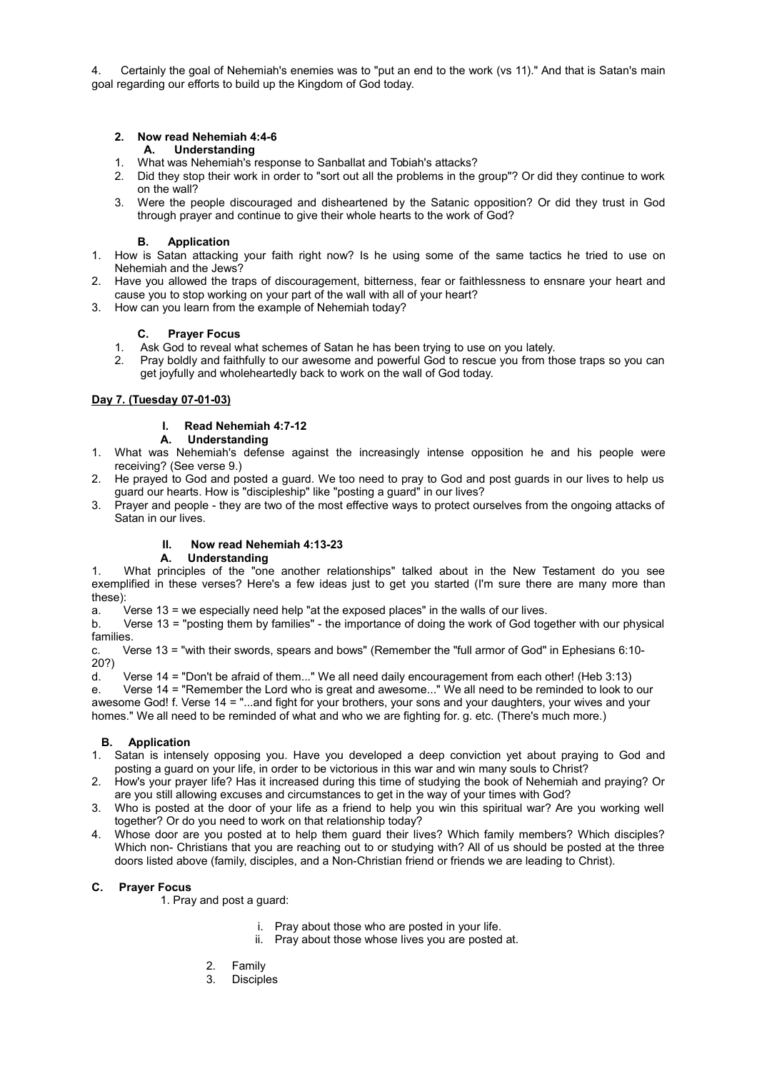4. Certainly the goal of Nehemiah's enemies was to "put an end to the work (vs 11)." And that is Satan's main goal regarding our efforts to build up the Kingdom of God today.

**2. Now read Nehemiah 4:4-6**

**A. Understanding**

1. What was Nehemiah's response to Sanballat and Tobiah's attacks?
2. Did they stop their work in order to "sort out all the problems in the group"? Or did they continue to work on the wall?
3. Were the people discouraged and disheartened by the Satanic opposition? Or did they trust in God through prayer and continue to give their whole hearts to the work of God?

**B. Application**

1. How is Satan attacking your faith right now? Is he using some of the same tactics he tried to use on Nehemiah and the Jews?
2. Have you allowed the traps of discouragement, bitterness, fear or faithlessness to ensnare your heart and cause you to stop working on your part of the wall with all of your heart?
3. How can you learn from the example of Nehemiah today?

**C. Prayer Focus**

1. Ask God to reveal what schemes of Satan he has been trying to use on you lately.
2. Pray boldly and faithfully to our awesome and powerful God to rescue you from those traps so you can get joyfully and wholeheartedly back to work on the wall of God today.

**Day 7. (Tuesday 07-01-03)**

**I. Read Nehemiah 4:7-12**

**A. Understanding**

1. What was Nehemiah's defense against the increasingly intense opposition he and his people were receiving? (See verse 9.)
2. He prayed to God and posted a guard. We too need to pray to God and post guards in our lives to help us guard our hearts. How is "discipleship" like "posting a guard" in our lives?
3. Prayer and people - they are two of the most effective ways to protect ourselves from the ongoing attacks of Satan in our lives.

**II. Now read Nehemiah 4:13-23**

**A. Understanding**

1. What principles of the "one another relationships" talked about in the New Testament do you see exemplified in these verses? Here's a few ideas just to get you started (I'm sure there are many more than these):

a. Verse 13 = we especially need help "at the exposed places" in the walls of our lives.

b. Verse 13 = "posting them by families" - the importance of doing the work of God together with our physical families.

c. Verse 13 = "with their swords, spears and bows" (Remember the "full armor of God" in Ephesians 6:10-20?)

d. Verse 14 = "Don't be afraid of them..." We all need daily encouragement from each other! (Heb 3:13)

e. Verse 14 = "Remember the Lord who is great and awesome..." We all need to be reminded to look to our awesome God! f. Verse 14 = "...and fight for your brothers, your sons and your daughters, your wives and your homes." We all need to be reminded of what and who we are fighting for. g. etc. (There's much more.)

**B. Application**

1. Satan is intensely opposing you. Have you developed a deep conviction yet about praying to God and posting a guard on your life, in order to be victorious in this war and win many souls to Christ?
2. How's your prayer life? Has it increased during this time of studying the book of Nehemiah and praying? Or are you still allowing excuses and circumstances to get in the way of your times with God?
3. Who is posted at the door of your life as a friend to help you win this spiritual war? Are you working well together? Or do you need to work on that relationship today?
4. Whose door are you posted at to help them guard their lives? Which family members? Which disciples? Which non- Christians that you are reaching out to or studying with? All of us should be posted at the three doors listed above (family, disciples, and a Non-Christian friend or friends we are leading to Christ).

**C. Prayer Focus**

1. Pray and post a guard:

   i. Pray about those who are posted in your life.
   ii. Pray about those whose lives you are posted at.

2. Family
3. Disciples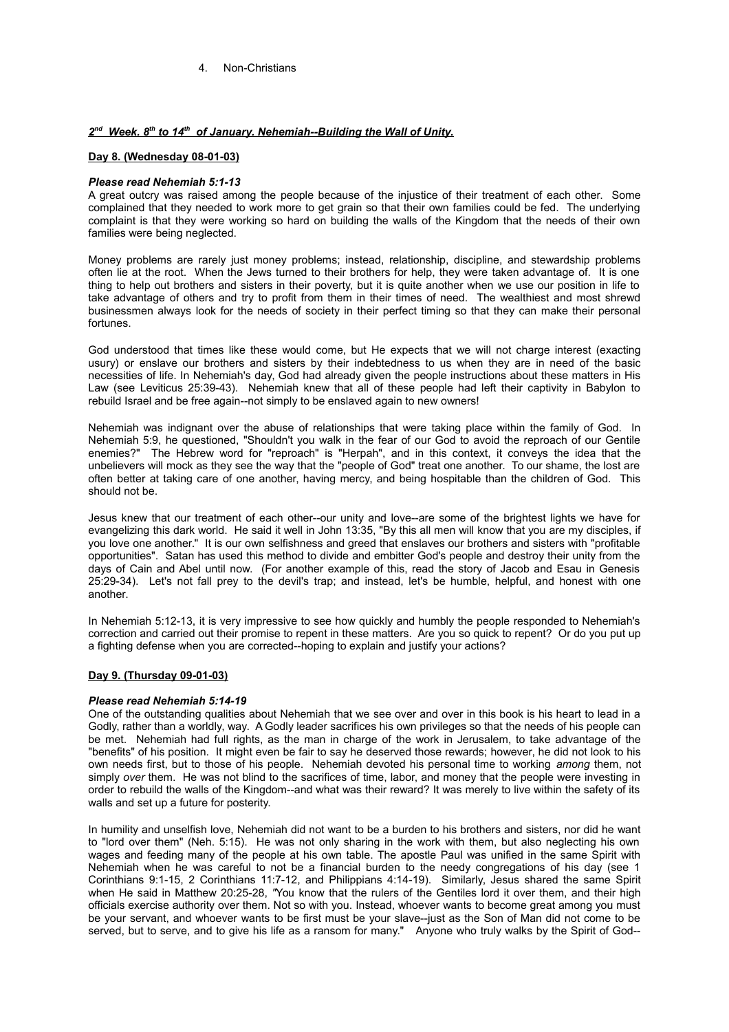4. Non-Christians

### ***2nd Week. 8th to 14th of January. Nehemiah--Building the Wall of Unity.***

**Day 8. (Wednesday 08-01-03)**

***Please read Nehemiah 5:1-13***

A great outcry was raised among the people because of the injustice of their treatment of each other. Some complained that they needed to work more to get grain so that their own families could be fed. The underlying complaint is that they were working so hard on building the walls of the Kingdom that the needs of their own families were being neglected.

Money problems are rarely just money problems; instead, relationship, discipline, and stewardship problems often lie at the root. When the Jews turned to their brothers for help, they were taken advantage of. It is one thing to help out brothers and sisters in their poverty, but it is quite another when we use our position in life to take advantage of others and try to profit from them in their times of need. The wealthiest and most shrewd businessmen always look for the needs of society in their perfect timing so that they can make their personal fortunes.

God understood that times like these would come, but He expects that we will not charge interest (exacting usury) or enslave our brothers and sisters by their indebtedness to us when they are in need of the basic necessities of life. In Nehemiah's day, God had already given the people instructions about these matters in His Law (see Leviticus 25:39-43). Nehemiah knew that all of these people had left their captivity in Babylon to rebuild Israel and be free again--not simply to be enslaved again to new owners!

Nehemiah was indignant over the abuse of relationships that were taking place within the family of God. In Nehemiah 5:9, he questioned, "Shouldn't you walk in the fear of our God to avoid the reproach of our Gentile enemies?" The Hebrew word for "reproach" is "Herpah", and in this context, it conveys the idea that the unbelievers will mock as they see the way that the "people of God" treat one another. To our shame, the lost are often better at taking care of one another, having mercy, and being hospitable than the children of God. This should not be.

Jesus knew that our treatment of each other--our unity and love--are some of the brightest lights we have for evangelizing this dark world. He said it well in John 13:35, "By this all men will know that you are my disciples, if you love one another." It is our own selfishness and greed that enslaves our brothers and sisters with "profitable opportunities". Satan has used this method to divide and embitter God's people and destroy their unity from the days of Cain and Abel until now. (For another example of this, read the story of Jacob and Esau in Genesis 25:29-34). Let's not fall prey to the devil's trap; and instead, let's be humble, helpful, and honest with one another.

In Nehemiah 5:12-13, it is very impressive to see how quickly and humbly the people responded to Nehemiah's correction and carried out their promise to repent in these matters. Are you so quick to repent? Or do you put up a fighting defense when you are corrected--hoping to explain and justify your actions?

**Day 9. (Thursday 09-01-03)**

***Please read Nehemiah 5:14-19***

One of the outstanding qualities about Nehemiah that we see over and over in this book is his heart to lead in a Godly, rather than a worldly, way. A Godly leader sacrifices his own privileges so that the needs of his people can be met. Nehemiah had full rights, as the man in charge of the work in Jerusalem, to take advantage of the "benefits" of his position. It might even be fair to say he deserved those rewards; however, he did not look to his own needs first, but to those of his people. Nehemiah devoted his personal time to working *among* them, not simply *over* them. He was not blind to the sacrifices of time, labor, and money that the people were investing in order to rebuild the walls of the Kingdom--and what was their reward? It was merely to live within the safety of its walls and set up a future for posterity.

In humility and unselfish love, Nehemiah did not want to be a burden to his brothers and sisters, nor did he want to "lord over them" (Neh. 5:15). He was not only sharing in the work with them, but also neglecting his own wages and feeding many of the people at his own table. The apostle Paul was unified in the same Spirit with Nehemiah when he was careful to not be a financial burden to the needy congregations of his day (see 1 Corinthians 9:1-15, 2 Corinthians 11:7-12, and Philippians 4:14-19). Similarly, Jesus shared the same Spirit when He said in Matthew 20:25-28, "You know that the rulers of the Gentiles lord it over them, and their high officials exercise authority over them. Not so with you. Instead, whoever wants to become great among you must be your servant, and whoever wants to be first must be your slave--just as the Son of Man did not come to be served, but to serve, and to give his life as a ransom for many." Anyone who truly walks by the Spirit of God--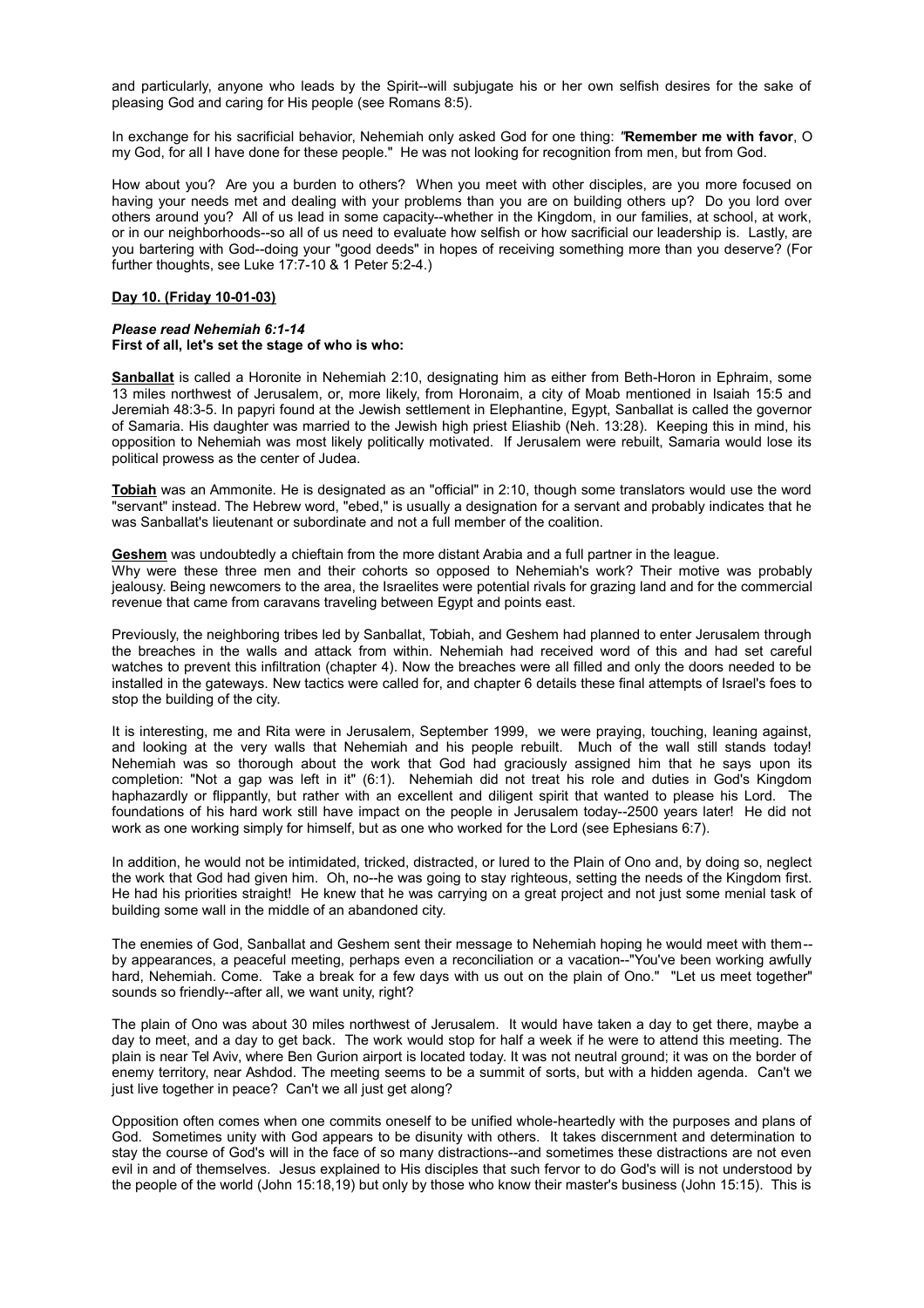and particularly, anyone who leads by the Spirit--will subjugate his or her own selfish desires for the sake of pleasing God and caring for His people (see Romans 8:5).

In exchange for his sacrificial behavior, Nehemiah only asked God for one thing: "**Remember me with favor**, O my God, for all I have done for these people." He was not looking for recognition from men, but from God.

How about you? Are you a burden to others? When you meet with other disciples, are you more focused on having your needs met and dealing with your problems than you are on building others up? Do you lord over others around you? All of us lead in some capacity--whether in the Kingdom, in our families, at school, at work, or in our neighborhoods--so all of us need to evaluate how selfish or how sacrificial our leadership is. Lastly, are you bartering with God--doing your "good deeds" in hopes of receiving something more than you deserve? (For further thoughts, see Luke 17:7-10 & 1 Peter 5:2-4.)

**Day 10. (Friday 10-01-03)**

***Please read Nehemiah 6:1-14***
**First of all, let's set the stage of who is who:**

**Sanballat** is called a Horonite in Nehemiah 2:10, designating him as either from Beth-Horon in Ephraim, some 13 miles northwest of Jerusalem, or, more likely, from Horonaim, a city of Moab mentioned in Isaiah 15:5 and Jeremiah 48:3-5. In papyri found at the Jewish settlement in Elephantine, Egypt, Sanballat is called the governor of Samaria. His daughter was married to the Jewish high priest Eliashib (Neh. 13:28). Keeping this in mind, his opposition to Nehemiah was most likely politically motivated. If Jerusalem were rebuilt, Samaria would lose its political prowess as the center of Judea.

**Tobiah** was an Ammonite. He is designated as an "official" in 2:10, though some translators would use the word "servant" instead. The Hebrew word, "ebed," is usually a designation for a servant and probably indicates that he was Sanballat's lieutenant or subordinate and not a full member of the coalition.

**Geshem** was undoubtedly a chieftain from the more distant Arabia and a full partner in the league.
Why were these three men and their cohorts so opposed to Nehemiah's work? Their motive was probably jealousy. Being newcomers to the area, the Israelites were potential rivals for grazing land and for the commercial revenue that came from caravans traveling between Egypt and points east.

Previously, the neighboring tribes led by Sanballat, Tobiah, and Geshem had planned to enter Jerusalem through the breaches in the walls and attack from within. Nehemiah had received word of this and had set careful watches to prevent this infiltration (chapter 4). Now the breaches were all filled and only the doors needed to be installed in the gateways. New tactics were called for, and chapter 6 details these final attempts of Israel's foes to stop the building of the city.

It is interesting, me and Rita were in Jerusalem, September 1999, we were praying, touching, leaning against, and looking at the very walls that Nehemiah and his people rebuilt. Much of the wall still stands today! Nehemiah was so thorough about the work that God had graciously assigned him that he says upon its completion: "Not a gap was left in it" (6:1). Nehemiah did not treat his role and duties in God's Kingdom haphazardly or flippantly, but rather with an excellent and diligent spirit that wanted to please his Lord. The foundations of his hard work still have impact on the people in Jerusalem today--2500 years later! He did not work as one working simply for himself, but as one who worked for the Lord (see Ephesians 6:7).

In addition, he would not be intimidated, tricked, distracted, or lured to the Plain of Ono and, by doing so, neglect the work that God had given him. Oh, no--he was going to stay righteous, setting the needs of the Kingdom first. He had his priorities straight! He knew that he was carrying on a great project and not just some menial task of building some wall in the middle of an abandoned city.

The enemies of God, Sanballat and Geshem sent their message to Nehemiah hoping he would meet with them--by appearances, a peaceful meeting, perhaps even a reconciliation or a vacation--"You've been working awfully hard, Nehemiah. Come. Take a break for a few days with us out on the plain of Ono." "Let us meet together" sounds so friendly--after all, we want unity, right?

The plain of Ono was about 30 miles northwest of Jerusalem. It would have taken a day to get there, maybe a day to meet, and a day to get back. The work would stop for half a week if he were to attend this meeting. The plain is near Tel Aviv, where Ben Gurion airport is located today. It was not neutral ground; it was on the border of enemy territory, near Ashdod. The meeting seems to be a summit of sorts, but with a hidden agenda. Can't we just live together in peace? Can't we all just get along?

Opposition often comes when one commits oneself to be unified whole-heartedly with the purposes and plans of God. Sometimes unity with God appears to be disunity with others. It takes discernment and determination to stay the course of God's will in the face of so many distractions--and sometimes these distractions are not even evil in and of themselves. Jesus explained to His disciples that such fervor to do God's will is not understood by the people of the world (John 15:18,19) but only by those who know their master's business (John 15:15). This is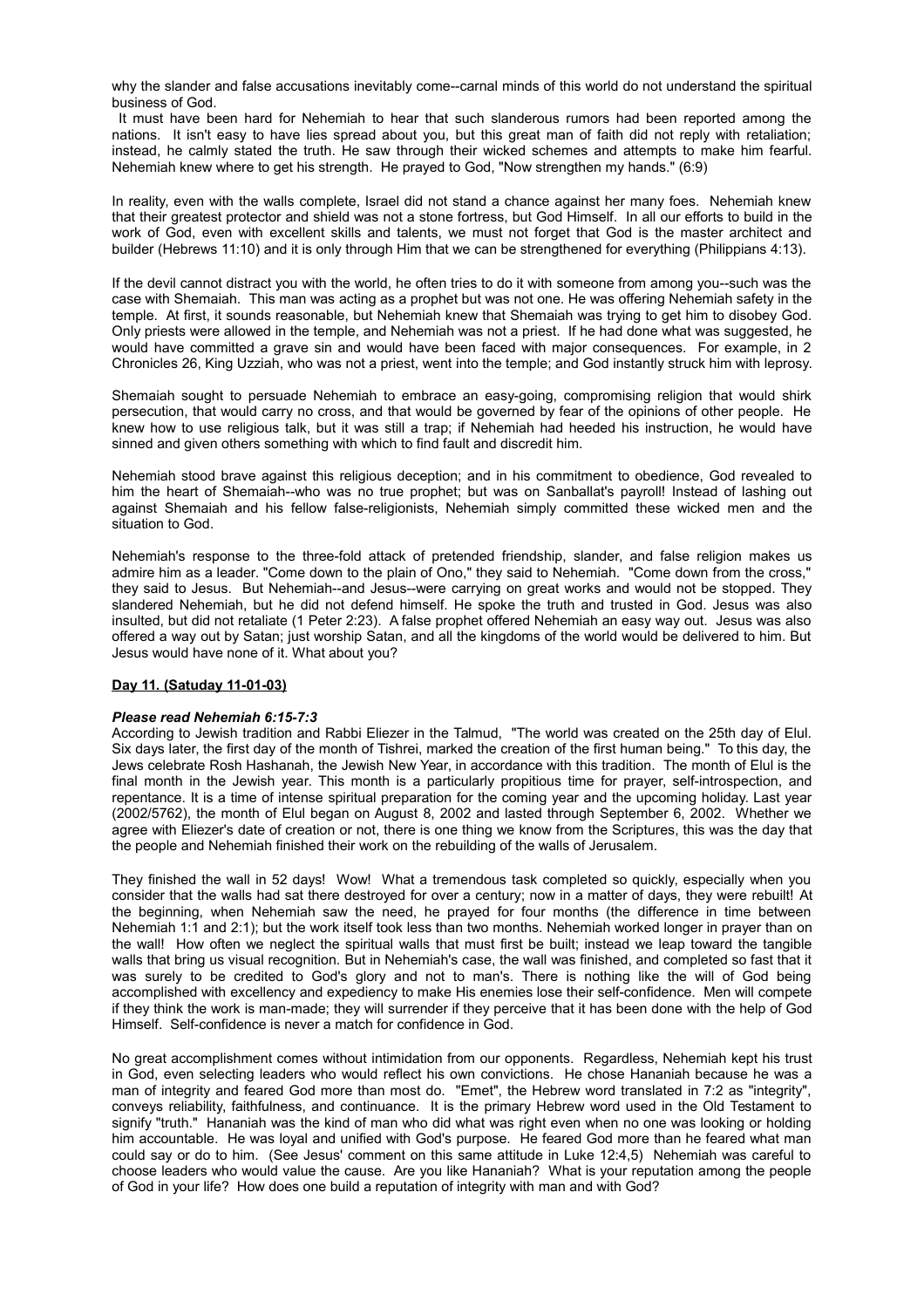why the slander and false accusations inevitably come--carnal minds of this world do not understand the spiritual business of God.

It must have been hard for Nehemiah to hear that such slanderous rumors had been reported among the nations. It isn't easy to have lies spread about you, but this great man of faith did not reply with retaliation; instead, he calmly stated the truth. He saw through their wicked schemes and attempts to make him fearful. Nehemiah knew where to get his strength. He prayed to God, "Now strengthen my hands." (6:9)

In reality, even with the walls complete, Israel did not stand a chance against her many foes. Nehemiah knew that their greatest protector and shield was not a stone fortress, but God Himself. In all our efforts to build in the work of God, even with excellent skills and talents, we must not forget that God is the master architect and builder (Hebrews 11:10) and it is only through Him that we can be strengthened for everything (Philippians 4:13).

If the devil cannot distract you with the world, he often tries to do it with someone from among you--such was the case with Shemaiah. This man was acting as a prophet but was not one. He was offering Nehemiah safety in the temple. At first, it sounds reasonable, but Nehemiah knew that Shemaiah was trying to get him to disobey God. Only priests were allowed in the temple, and Nehemiah was not a priest. If he had done what was suggested, he would have committed a grave sin and would have been faced with major consequences. For example, in 2 Chronicles 26, King Uzziah, who was not a priest, went into the temple; and God instantly struck him with leprosy.

Shemaiah sought to persuade Nehemiah to embrace an easy-going, compromising religion that would shirk persecution, that would carry no cross, and that would be governed by fear of the opinions of other people. He knew how to use religious talk, but it was still a trap; if Nehemiah had heeded his instruction, he would have sinned and given others something with which to find fault and discredit him.

Nehemiah stood brave against this religious deception; and in his commitment to obedience, God revealed to him the heart of Shemaiah--who was no true prophet; but was on Sanballat's payroll! Instead of lashing out against Shemaiah and his fellow false-religionists, Nehemiah simply committed these wicked men and the situation to God.

Nehemiah's response to the three-fold attack of pretended friendship, slander, and false religion makes us admire him as a leader. "Come down to the plain of Ono," they said to Nehemiah. "Come down from the cross," they said to Jesus. But Nehemiah--and Jesus--were carrying on great works and would not be stopped. They slandered Nehemiah, but he did not defend himself. He spoke the truth and trusted in God. Jesus was also insulted, but did not retaliate (1 Peter 2:23). A false prophet offered Nehemiah an easy way out. Jesus was also offered a way out by Satan; just worship Satan, and all the kingdoms of the world would be delivered to him. But Jesus would have none of it. What about you?

**Day 11. (Satuday 11-01-03)**

***Please read Nehemiah 6:15-7:3***

According to Jewish tradition and Rabbi Eliezer in the Talmud, "The world was created on the 25th day of Elul. Six days later, the first day of the month of Tishrei, marked the creation of the first human being." To this day, the Jews celebrate Rosh Hashanah, the Jewish New Year, in accordance with this tradition. The month of Elul is the final month in the Jewish year. This month is a particularly propitious time for prayer, self-introspection, and repentance. It is a time of intense spiritual preparation for the coming year and the upcoming holiday. Last year (2002/5762), the month of Elul began on August 8, 2002 and lasted through September 6, 2002. Whether we agree with Eliezer's date of creation or not, there is one thing we know from the Scriptures, this was the day that the people and Nehemiah finished their work on the rebuilding of the walls of Jerusalem.

They finished the wall in 52 days! Wow! What a tremendous task completed so quickly, especially when you consider that the walls had sat there destroyed for over a century; now in a matter of days, they were rebuilt! At the beginning, when Nehemiah saw the need, he prayed for four months (the difference in time between Nehemiah 1:1 and 2:1); but the work itself took less than two months. Nehemiah worked longer in prayer than on the wall! How often we neglect the spiritual walls that must first be built; instead we leap toward the tangible walls that bring us visual recognition. But in Nehemiah's case, the wall was finished, and completed so fast that it was surely to be credited to God's glory and not to man's. There is nothing like the will of God being accomplished with excellency and expediency to make His enemies lose their self-confidence. Men will compete if they think the work is man-made; they will surrender if they perceive that it has been done with the help of God Himself. Self-confidence is never a match for confidence in God.

No great accomplishment comes without intimidation from our opponents. Regardless, Nehemiah kept his trust in God, even selecting leaders who would reflect his own convictions. He chose Hananiah because he was a man of integrity and feared God more than most do. "Emet", the Hebrew word translated in 7:2 as "integrity", conveys reliability, faithfulness, and continuance. It is the primary Hebrew word used in the Old Testament to signify "truth." Hananiah was the kind of man who did what was right even when no one was looking or holding him accountable. He was loyal and unified with God's purpose. He feared God more than he feared what man could say or do to him. (See Jesus' comment on this same attitude in Luke 12:4,5) Nehemiah was careful to choose leaders who would value the cause. Are you like Hananiah? What is your reputation among the people of God in your life? How does one build a reputation of integrity with man and with God?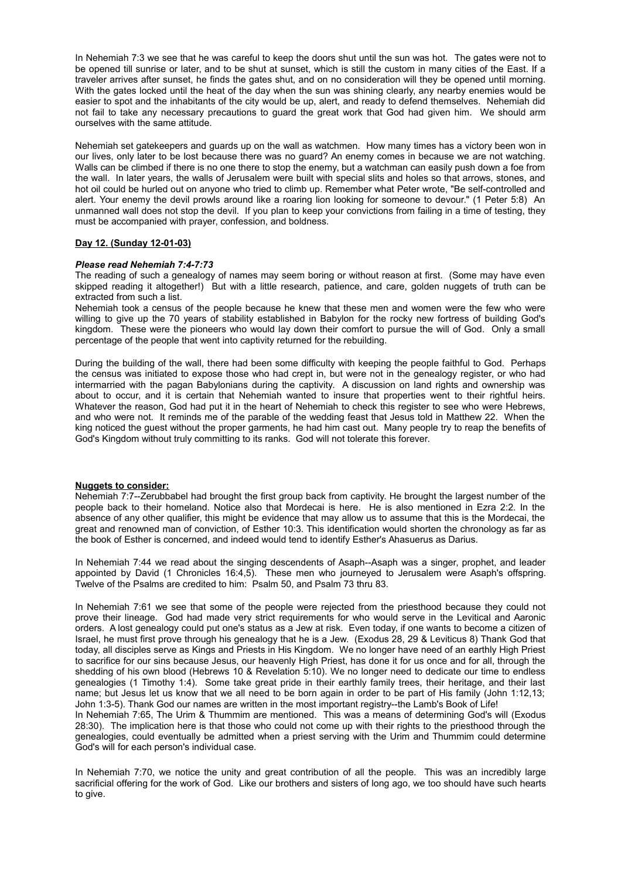In Nehemiah 7:3 we see that he was careful to keep the doors shut until the sun was hot. The gates were not to be opened till sunrise or later, and to be shut at sunset, which is still the custom in many cities of the East. If a traveler arrives after sunset, he finds the gates shut, and on no consideration will they be opened until morning. With the gates locked until the heat of the day when the sun was shining clearly, any nearby enemies would be easier to spot and the inhabitants of the city would be up, alert, and ready to defend themselves. Nehemiah did not fail to take any necessary precautions to guard the great work that God had given him. We should arm ourselves with the same attitude.

Nehemiah set gatekeepers and guards up on the wall as watchmen. How many times has a victory been won in our lives, only later to be lost because there was no guard? An enemy comes in because we are not watching. Walls can be climbed if there is no one there to stop the enemy, but a watchman can easily push down a foe from the wall. In later years, the walls of Jerusalem were built with special slits and holes so that arrows, stones, and hot oil could be hurled out on anyone who tried to climb up. Remember what Peter wrote, "Be self-controlled and alert. Your enemy the devil prowls around like a roaring lion looking for someone to devour." (1 Peter 5:8) An unmanned wall does not stop the devil. If you plan to keep your convictions from failing in a time of testing, they must be accompanied with prayer, confession, and boldness.

**Day 12. (Sunday 12-01-03)**

***Please read Nehemiah 7:4-7:73***

The reading of such a genealogy of names may seem boring or without reason at first. (Some may have even skipped reading it altogether!) But with a little research, patience, and care, golden nuggets of truth can be extracted from such a list.

Nehemiah took a census of the people because he knew that these men and women were the few who were willing to give up the 70 years of stability established in Babylon for the rocky new fortress of building God's kingdom. These were the pioneers who would lay down their comfort to pursue the will of God. Only a small percentage of the people that went into captivity returned for the rebuilding.

During the building of the wall, there had been some difficulty with keeping the people faithful to God. Perhaps the census was initiated to expose those who had crept in, but were not in the genealogy register, or who had intermarried with the pagan Babylonians during the captivity. A discussion on land rights and ownership was about to occur, and it is certain that Nehemiah wanted to insure that properties went to their rightful heirs. Whatever the reason, God had put it in the heart of Nehemiah to check this register to see who were Hebrews, and who were not. It reminds me of the parable of the wedding feast that Jesus told in Matthew 22. When the king noticed the guest without the proper garments, he had him cast out. Many people try to reap the benefits of God's Kingdom without truly committing to its ranks. God will not tolerate this forever.

**Nuggets to consider:**

Nehemiah 7:7--Zerubbabel had brought the first group back from captivity. He brought the largest number of the people back to their homeland. Notice also that Mordecai is here. He is also mentioned in Ezra 2:2. In the absence of any other qualifier, this might be evidence that may allow us to assume that this is the Mordecai, the great and renowned man of conviction, of Esther 10:3. This identification would shorten the chronology as far as the book of Esther is concerned, and indeed would tend to identify Esther's Ahasuerus as Darius.

In Nehemiah 7:44 we read about the singing descendents of Asaph--Asaph was a singer, prophet, and leader appointed by David (1 Chronicles 16:4,5). These men who journeyed to Jerusalem were Asaph's offspring. Twelve of the Psalms are credited to him: Psalm 50, and Psalm 73 thru 83.

In Nehemiah 7:61 we see that some of the people were rejected from the priesthood because they could not prove their lineage. God had made very strict requirements for who would serve in the Levitical and Aaronic orders. A lost genealogy could put one's status as a Jew at risk. Even today, if one wants to become a citizen of Israel, he must first prove through his genealogy that he is a Jew. (Exodus 28, 29 & Leviticus 8) Thank God that today, all disciples serve as Kings and Priests in His Kingdom. We no longer have need of an earthly High Priest to sacrifice for our sins because Jesus, our heavenly High Priest, has done it for us once and for all, through the shedding of his own blood (Hebrews 10 & Revelation 5:10). We no longer need to dedicate our time to endless genealogies (1 Timothy 1:4). Some take great pride in their earthly family trees, their heritage, and their last name; but Jesus let us know that we all need to be born again in order to be part of His family (John 1:12,13; John 1:3-5). Thank God our names are written in the most important registry--the Lamb's Book of Life!

In Nehemiah 7:65, The Urim & Thummim are mentioned. This was a means of determining God's will (Exodus 28:30). The implication here is that those who could not come up with their rights to the priesthood through the genealogies, could eventually be admitted when a priest serving with the Urim and Thummim could determine God's will for each person's individual case.

In Nehemiah 7:70, we notice the unity and great contribution of all the people. This was an incredibly large sacrificial offering for the work of God. Like our brothers and sisters of long ago, we too should have such hearts to give.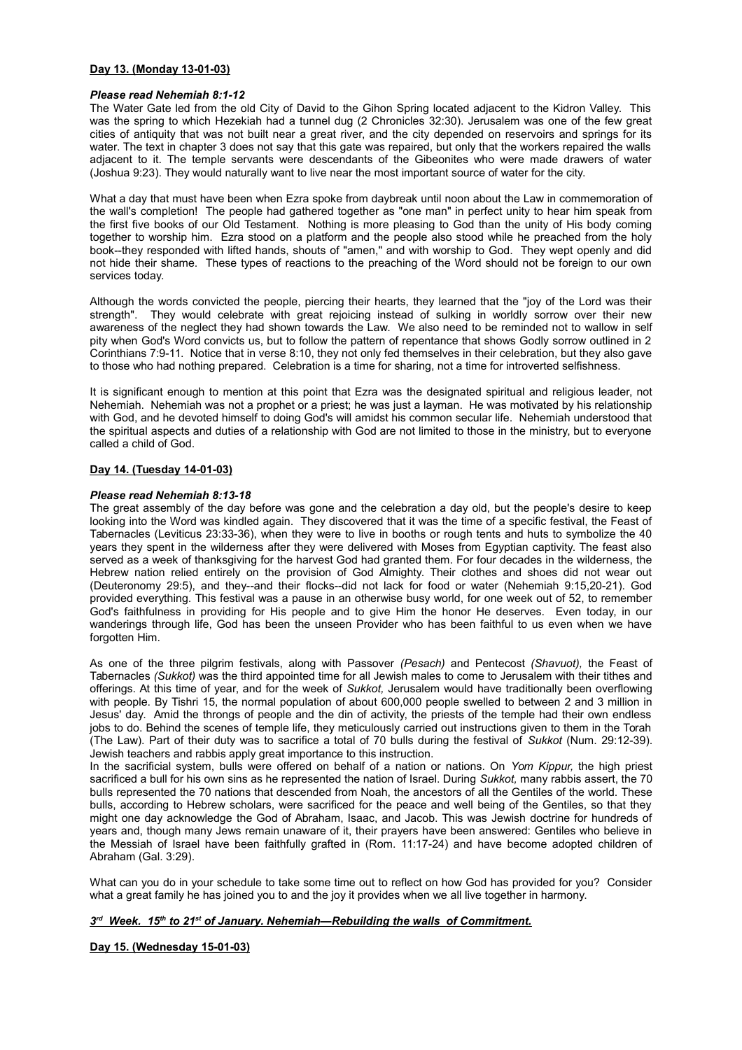**Day 13. (Monday 13-01-03)**

***Please read Nehemiah 8:1-12***

The Water Gate led from the old City of David to the Gihon Spring located adjacent to the Kidron Valley. This was the spring to which Hezekiah had a tunnel dug (2 Chronicles 32:30). Jerusalem was one of the few great cities of antiquity that was not built near a great river, and the city depended on reservoirs and springs for its water. The text in chapter 3 does not say that this gate was repaired, but only that the workers repaired the walls adjacent to it. The temple servants were descendants of the Gibeonites who were made drawers of water (Joshua 9:23). They would naturally want to live near the most important source of water for the city.

What a day that must have been when Ezra spoke from daybreak until noon about the Law in commemoration of the wall's completion! The people had gathered together as "one man" in perfect unity to hear him speak from the first five books of our Old Testament. Nothing is more pleasing to God than the unity of His body coming together to worship him. Ezra stood on a platform and the people also stood while he preached from the holy book--they responded with lifted hands, shouts of "amen," and with worship to God. They wept openly and did not hide their shame. These types of reactions to the preaching of the Word should not be foreign to our own services today.

Although the words convicted the people, piercing their hearts, they learned that the "joy of the Lord was their strength". They would celebrate with great rejoicing instead of sulking in worldly sorrow over their new awareness of the neglect they had shown towards the Law. We also need to be reminded not to wallow in self pity when God's Word convicts us, but to follow the pattern of repentance that shows Godly sorrow outlined in 2 Corinthians 7:9-11. Notice that in verse 8:10, they not only fed themselves in their celebration, but they also gave to those who had nothing prepared. Celebration is a time for sharing, not a time for introverted selfishness.

It is significant enough to mention at this point that Ezra was the designated spiritual and religious leader, not Nehemiah. Nehemiah was not a prophet or a priest; he was just a layman. He was motivated by his relationship with God, and he devoted himself to doing God's will amidst his common secular life. Nehemiah understood that the spiritual aspects and duties of a relationship with God are not limited to those in the ministry, but to everyone called a child of God.

**Day 14. (Tuesday 14-01-03)**

***Please read Nehemiah 8:13-18***

The great assembly of the day before was gone and the celebration a day old, but the people's desire to keep looking into the Word was kindled again. They discovered that it was the time of a specific festival, the Feast of Tabernacles (Leviticus 23:33-36), when they were to live in booths or rough tents and huts to symbolize the 40 years they spent in the wilderness after they were delivered with Moses from Egyptian captivity. The feast also served as a week of thanksgiving for the harvest God had granted them. For four decades in the wilderness, the Hebrew nation relied entirely on the provision of God Almighty. Their clothes and shoes did not wear out (Deuteronomy 29:5), and they--and their flocks--did not lack for food or water (Nehemiah 9:15,20-21). God provided everything. This festival was a pause in an otherwise busy world, for one week out of 52, to remember God's faithfulness in providing for His people and to give Him the honor He deserves. Even today, in our wanderings through life, God has been the unseen Provider who has been faithful to us even when we have forgotten Him.

As one of the three pilgrim festivals, along with Passover *(Pesach)* and Pentecost *(Shavuot),* the Feast of Tabernacles *(Sukkot)* was the third appointed time for all Jewish males to come to Jerusalem with their tithes and offerings. At this time of year, and for the week of *Sukkot,* Jerusalem would have traditionally been overflowing with people. By Tishri 15, the normal population of about 600,000 people swelled to between 2 and 3 million in Jesus' day. Amid the throngs of people and the din of activity, the priests of the temple had their own endless jobs to do. Behind the scenes of temple life, they meticulously carried out instructions given to them in the Torah (The Law). Part of their duty was to sacrifice a total of 70 bulls during the festival of *Sukkot* (Num. 29:12-39). Jewish teachers and rabbis apply great importance to this instruction.

In the sacrificial system, bulls were offered on behalf of a nation or nations. On *Yom Kippur,* the high priest sacrificed a bull for his own sins as he represented the nation of Israel. During *Sukkot*, many rabbis assert, the 70 bulls represented the 70 nations that descended from Noah, the ancestors of all the Gentiles of the world. These bulls, according to Hebrew scholars, were sacrificed for the peace and well being of the Gentiles, so that they might one day acknowledge the God of Abraham, Isaac, and Jacob. This was Jewish doctrine for hundreds of years and, though many Jews remain unaware of it, their prayers have been answered: Gentiles who believe in the Messiah of Israel have been faithfully grafted in (Rom. 11:17-24) and have become adopted children of Abraham (Gal. 3:29).

What can you do in your schedule to take some time out to reflect on how God has provided for you? Consider what a great family he has joined you to and the joy it provides when we all live together in harmony.

***3rd Week. 15th to 21st of January. Nehemiah—Rebuilding the walls of Commitment.***

**Day 15. (Wednesday 15-01-03)**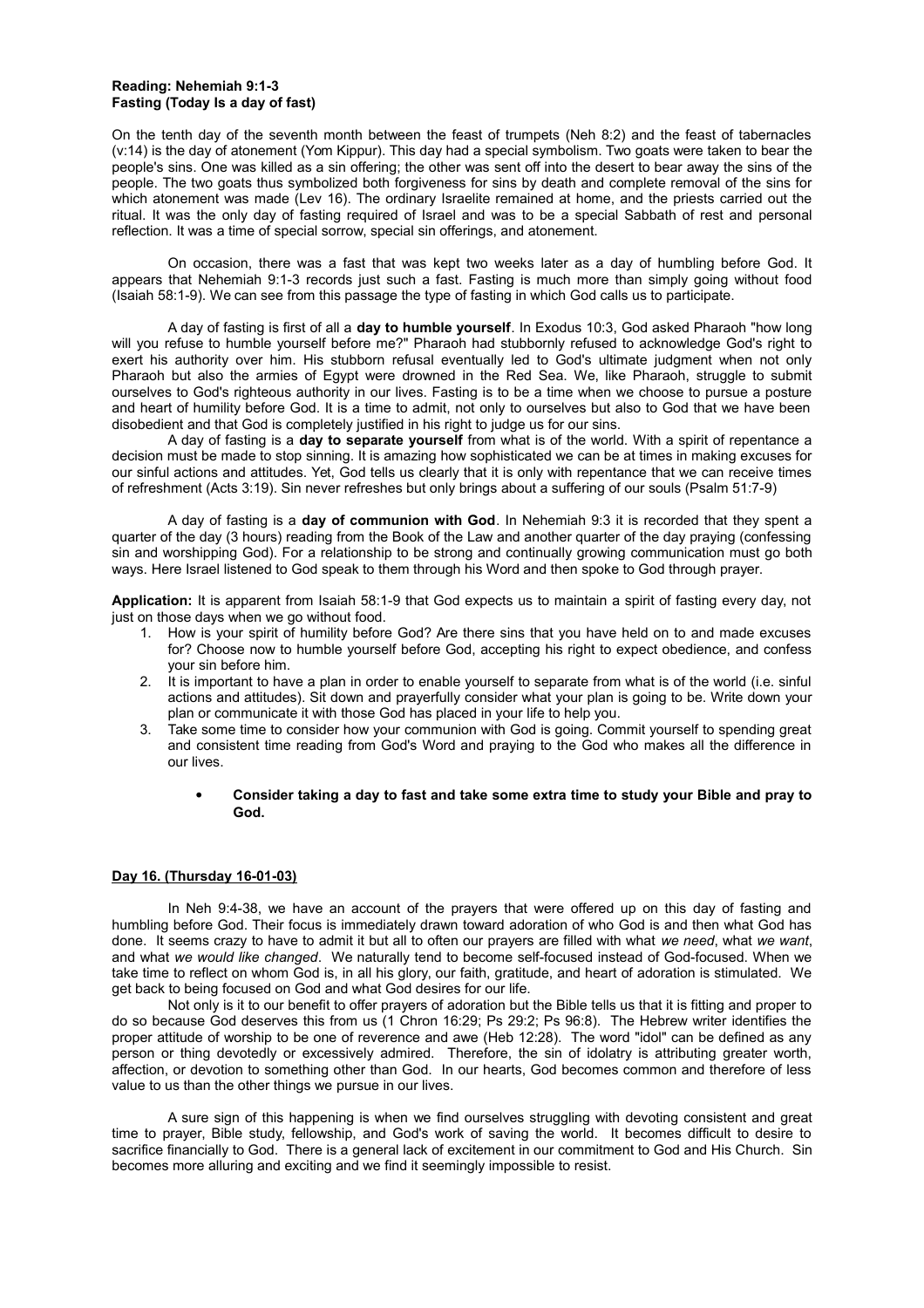**Reading: Nehemiah 9:1-3**
**Fasting (Today Is a day of fast)**

On the tenth day of the seventh month between the feast of trumpets (Neh 8:2) and the feast of tabernacles (v:14) is the day of atonement (Yom Kippur). This day had a special symbolism. Two goats were taken to bear the people's sins. One was killed as a sin offering; the other was sent off into the desert to bear away the sins of the people. The two goats thus symbolized both forgiveness for sins by death and complete removal of the sins for which atonement was made (Lev 16). The ordinary Israelite remained at home, and the priests carried out the ritual. It was the only day of fasting required of Israel and was to be a special Sabbath of rest and personal reflection. It was a time of special sorrow, special sin offerings, and atonement.

On occasion, there was a fast that was kept two weeks later as a day of humbling before God. It appears that Nehemiah 9:1-3 records just such a fast. Fasting is much more than simply going without food (Isaiah 58:1-9). We can see from this passage the type of fasting in which God calls us to participate.

A day of fasting is first of all a **day to humble yourself**. In Exodus 10:3, God asked Pharaoh "how long will you refuse to humble yourself before me?" Pharaoh had stubbornly refused to acknowledge God's right to exert his authority over him. His stubborn refusal eventually led to God's ultimate judgment when not only Pharaoh but also the armies of Egypt were drowned in the Red Sea. We, like Pharaoh, struggle to submit ourselves to God's righteous authority in our lives. Fasting is to be a time when we choose to pursue a posture and heart of humility before God. It is a time to admit, not only to ourselves but also to God that we have been disobedient and that God is completely justified in his right to judge us for our sins.

A day of fasting is a **day to separate yourself** from what is of the world. With a spirit of repentance a decision must be made to stop sinning. It is amazing how sophisticated we can be at times in making excuses for our sinful actions and attitudes. Yet, God tells us clearly that it is only with repentance that we can receive times of refreshment (Acts 3:19). Sin never refreshes but only brings about a suffering of our souls (Psalm 51:7-9)

A day of fasting is a **day of communion with God**. In Nehemiah 9:3 it is recorded that they spent a quarter of the day (3 hours) reading from the Book of the Law and another quarter of the day praying (confessing sin and worshipping God). For a relationship to be strong and continually growing communication must go both ways. Here Israel listened to God speak to them through his Word and then spoke to God through prayer.

**Application:** It is apparent from Isaiah 58:1-9 that God expects us to maintain a spirit of fasting every day, not just on those days when we go without food.

1. How is your spirit of humility before God? Are there sins that you have held on to and made excuses for? Choose now to humble yourself before God, accepting his right to expect obedience, and confess your sin before him.
2. It is important to have a plan in order to enable yourself to separate from what is of the world (i.e. sinful actions and attitudes). Sit down and prayerfully consider what your plan is going to be. Write down your plan or communicate it with those God has placed in your life to help you.
3. Take some time to consider how your communion with God is going. Commit yourself to spending great and consistent time reading from God's Word and praying to the God who makes all the difference in our lives.

- **Consider taking a day to fast and take some extra time to study your Bible and pray to God.**

**Day 16. (Thursday 16-01-03)**

In Neh 9:4-38, we have an account of the prayers that were offered up on this day of fasting and humbling before God. Their focus is immediately drawn toward adoration of who God is and then what God has done. It seems crazy to have to admit it but all to often our prayers are filled with what *we need*, what *we want*, and what *we would like changed*. We naturally tend to become self-focused instead of God-focused. When we take time to reflect on whom God is, in all his glory, our faith, gratitude, and heart of adoration is stimulated. We get back to being focused on God and what God desires for our life.

Not only is it to our benefit to offer prayers of adoration but the Bible tells us that it is fitting and proper to do so because God deserves this from us (1 Chron 16:29; Ps 29:2; Ps 96:8). The Hebrew writer identifies the proper attitude of worship to be one of reverence and awe (Heb 12:28). The word "idol" can be defined as any person or thing devotedly or excessively admired. Therefore, the sin of idolatry is attributing greater worth, affection, or devotion to something other than God. In our hearts, God becomes common and therefore of less value to us than the other things we pursue in our lives.

A sure sign of this happening is when we find ourselves struggling with devoting consistent and great time to prayer, Bible study, fellowship, and God's work of saving the world. It becomes difficult to desire to sacrifice financially to God. There is a general lack of excitement in our commitment to God and His Church. Sin becomes more alluring and exciting and we find it seemingly impossible to resist.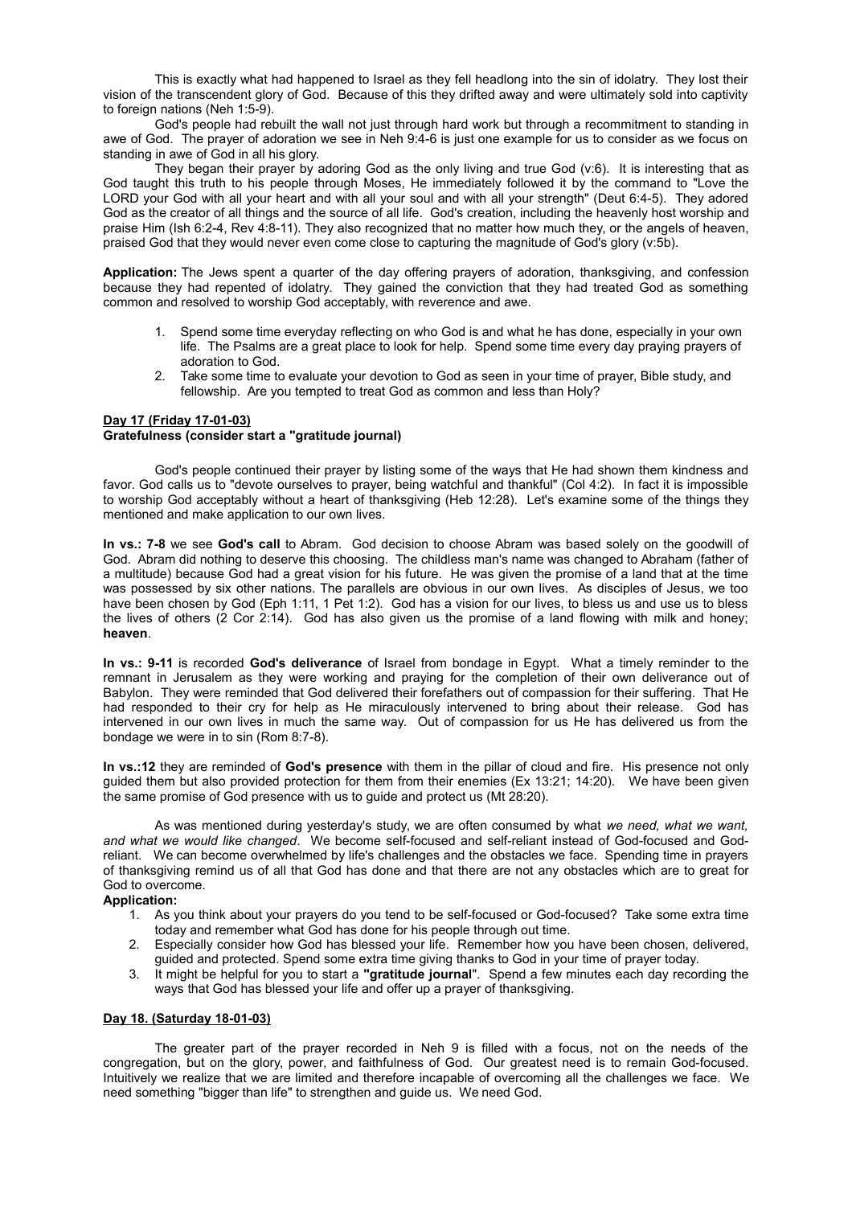This is exactly what had happened to Israel as they fell headlong into the sin of idolatry. They lost their vision of the transcendent glory of God. Because of this they drifted away and were ultimately sold into captivity to foreign nations (Neh 1:5-9).

God's people had rebuilt the wall not just through hard work but through a recommitment to standing in awe of God. The prayer of adoration we see in Neh 9:4-6 is just one example for us to consider as we focus on standing in awe of God in all his glory.

They began their prayer by adoring God as the only living and true God (v:6). It is interesting that as God taught this truth to his people through Moses, He immediately followed it by the command to "Love the LORD your God with all your heart and with all your soul and with all your strength" (Deut 6:4-5). They adored God as the creator of all things and the source of all life. God's creation, including the heavenly host worship and praise Him (Ish 6:2-4, Rev 4:8-11). They also recognized that no matter how much they, or the angels of heaven, praised God that they would never even come close to capturing the magnitude of God's glory (v:5b).

**Application:** The Jews spent a quarter of the day offering prayers of adoration, thanksgiving, and confession because they had repented of idolatry. They gained the conviction that they had treated God as something common and resolved to worship God acceptably, with reverence and awe.

1. Spend some time everyday reflecting on who God is and what he has done, especially in your own life. The Psalms are a great place to look for help. Spend some time every day praying prayers of adoration to God.
2. Take some time to evaluate your devotion to God as seen in your time of prayer, Bible study, and fellowship. Are you tempted to treat God as common and less than Holy?

**Day 17 (Friday 17-01-03)**
**Gratefulness (consider start a "gratitude journal)**

God's people continued their prayer by listing some of the ways that He had shown them kindness and favor. God calls us to "devote ourselves to prayer, being watchful and thankful" (Col 4:2). In fact it is impossible to worship God acceptably without a heart of thanksgiving (Heb 12:28). Let's examine some of the things they mentioned and make application to our own lives.

**In vs.: 7-8** we see **God's call** to Abram. God decision to choose Abram was based solely on the goodwill of God. Abram did nothing to deserve this choosing. The childless man's name was changed to Abraham (father of a multitude) because God had a great vision for his future. He was given the promise of a land that at the time was possessed by six other nations. The parallels are obvious in our own lives. As disciples of Jesus, we too have been chosen by God (Eph 1:11, 1 Pet 1:2). God has a vision for our lives, to bless us and use us to bless the lives of others (2 Cor 2:14). God has also given us the promise of a land flowing with milk and honey; **heaven**.

**In vs.: 9-11** is recorded **God's deliverance** of Israel from bondage in Egypt. What a timely reminder to the remnant in Jerusalem as they were working and praying for the completion of their own deliverance out of Babylon. They were reminded that God delivered their forefathers out of compassion for their suffering. That He had responded to their cry for help as He miraculously intervened to bring about their release. God has intervened in our own lives in much the same way. Out of compassion for us He has delivered us from the bondage we were in to sin (Rom 8:7-8).

**In vs.:12** they are reminded of **God's presence** with them in the pillar of cloud and fire. His presence not only guided them but also provided protection for them from their enemies (Ex 13:21; 14:20). We have been given the same promise of God presence with us to guide and protect us (Mt 28:20).

As was mentioned during yesterday's study, we are often consumed by what *we need, what we want, and what we would like changed*. We become self-focused and self-reliant instead of God-focused and God-reliant. We can become overwhelmed by life's challenges and the obstacles we face. Spending time in prayers of thanksgiving remind us of all that God has done and that there are not any obstacles which are to great for God to overcome.

**Application:**

1. As you think about your prayers do you tend to be self-focused or God-focused? Take some extra time today and remember what God has done for his people through out time.
2. Especially consider how God has blessed your life. Remember how you have been chosen, delivered, guided and protected. Spend some extra time giving thanks to God in your time of prayer today.
3. It might be helpful for you to start a **"gratitude journal"**. Spend a few minutes each day recording the ways that God has blessed your life and offer up a prayer of thanksgiving.

**Day 18. (Saturday 18-01-03)**

The greater part of the prayer recorded in Neh 9 is filled with a focus, not on the needs of the congregation, but on the glory, power, and faithfulness of God. Our greatest need is to remain God-focused. Intuitively we realize that we are limited and therefore incapable of overcoming all the challenges we face. We need something "bigger than life" to strengthen and guide us. We need God.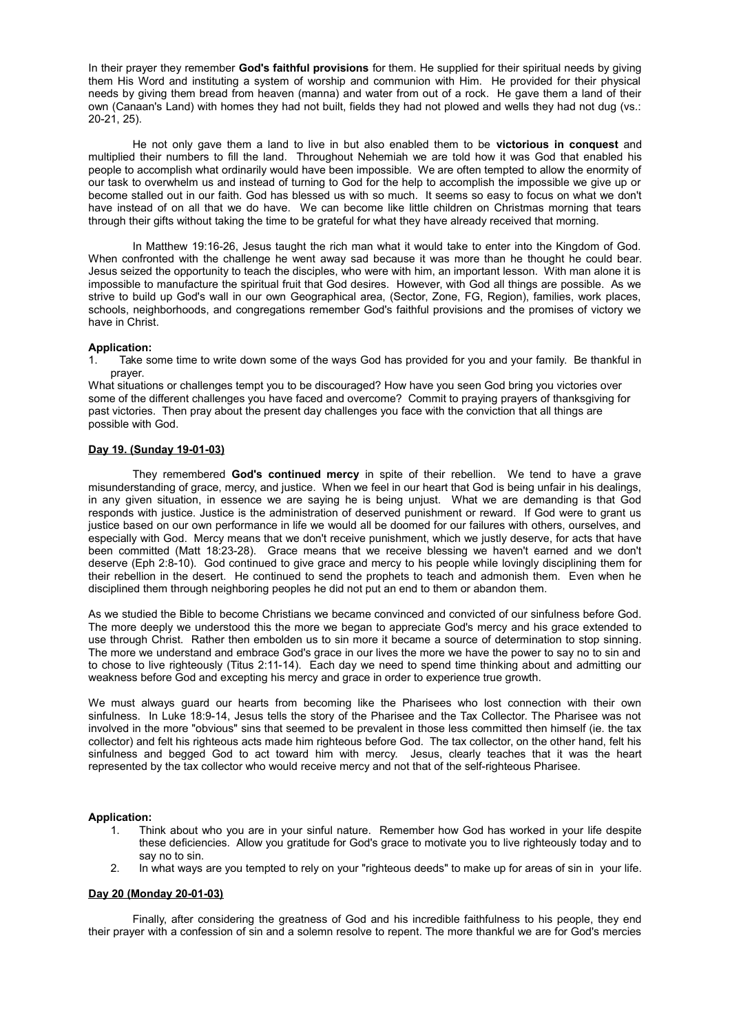In their prayer they remember **God's faithful provisions** for them. He supplied for their spiritual needs by giving them His Word and instituting a system of worship and communion with Him. He provided for their physical needs by giving them bread from heaven (manna) and water from out of a rock. He gave them a land of their own (Canaan's Land) with homes they had not built, fields they had not plowed and wells they had not dug (vs.: 20-21, 25).

He not only gave them a land to live in but also enabled them to be **victorious in conquest** and multiplied their numbers to fill the land. Throughout Nehemiah we are told how it was God that enabled his people to accomplish what ordinarily would have been impossible. We are often tempted to allow the enormity of our task to overwhelm us and instead of turning to God for the help to accomplish the impossible we give up or become stalled out in our faith. God has blessed us with so much. It seems so easy to focus on what we don't have instead of on all that we do have. We can become like little children on Christmas morning that tears through their gifts without taking the time to be grateful for what they have already received that morning.

In Matthew 19:16-26, Jesus taught the rich man what it would take to enter into the Kingdom of God. When confronted with the challenge he went away sad because it was more than he thought he could bear. Jesus seized the opportunity to teach the disciples, who were with him, an important lesson. With man alone it is impossible to manufacture the spiritual fruit that God desires. However, with God all things are possible. As we strive to build up God's wall in our own Geographical area, (Sector, Zone, FG, Region), families, work places, schools, neighborhoods, and congregations remember God's faithful provisions and the promises of victory we have in Christ.

**Application:**

1. Take some time to write down some of the ways God has provided for you and your family. Be thankful in prayer.

What situations or challenges tempt you to be discouraged? How have you seen God bring you victories over some of the different challenges you have faced and overcome? Commit to praying prayers of thanksgiving for past victories. Then pray about the present day challenges you face with the conviction that all things are possible with God.

**Day 19. (Sunday 19-01-03)**

They remembered **God's continued mercy** in spite of their rebellion. We tend to have a grave misunderstanding of grace, mercy, and justice. When we feel in our heart that God is being unfair in his dealings, in any given situation, in essence we are saying he is being unjust. What we are demanding is that God responds with justice. Justice is the administration of deserved punishment or reward. If God were to grant us justice based on our own performance in life we would all be doomed for our failures with others, ourselves, and especially with God. Mercy means that we don't receive punishment, which we justly deserve, for acts that have been committed (Matt 18:23-28). Grace means that we receive blessing we haven't earned and we don't deserve (Eph 2:8-10). God continued to give grace and mercy to his people while lovingly disciplining them for their rebellion in the desert. He continued to send the prophets to teach and admonish them. Even when he disciplined them through neighboring peoples he did not put an end to them or abandon them.

As we studied the Bible to become Christians we became convinced and convicted of our sinfulness before God. The more deeply we understood this the more we began to appreciate God's mercy and his grace extended to use through Christ. Rather then embolden us to sin more it became a source of determination to stop sinning. The more we understand and embrace God's grace in our lives the more we have the power to say no to sin and to chose to live righteously (Titus 2:11-14). Each day we need to spend time thinking about and admitting our weakness before God and excepting his mercy and grace in order to experience true growth.

We must always guard our hearts from becoming like the Pharisees who lost connection with their own sinfulness. In Luke 18:9-14, Jesus tells the story of the Pharisee and the Tax Collector. The Pharisee was not involved in the more "obvious" sins that seemed to be prevalent in those less committed then himself (ie. the tax collector) and felt his righteous acts made him righteous before God. The tax collector, on the other hand, felt his sinfulness and begged God to act toward him with mercy. Jesus, clearly teaches that it was the heart represented by the tax collector who would receive mercy and not that of the self-righteous Pharisee.

**Application:**

1. Think about who you are in your sinful nature. Remember how God has worked in your life despite these deficiencies. Allow you gratitude for God's grace to motivate you to live righteously today and to say no to sin.
2. In what ways are you tempted to rely on your "righteous deeds" to make up for areas of sin in your life.

**Day 20 (Monday 20-01-03)**

Finally, after considering the greatness of God and his incredible faithfulness to his people, they end their prayer with a confession of sin and a solemn resolve to repent. The more thankful we are for God's mercies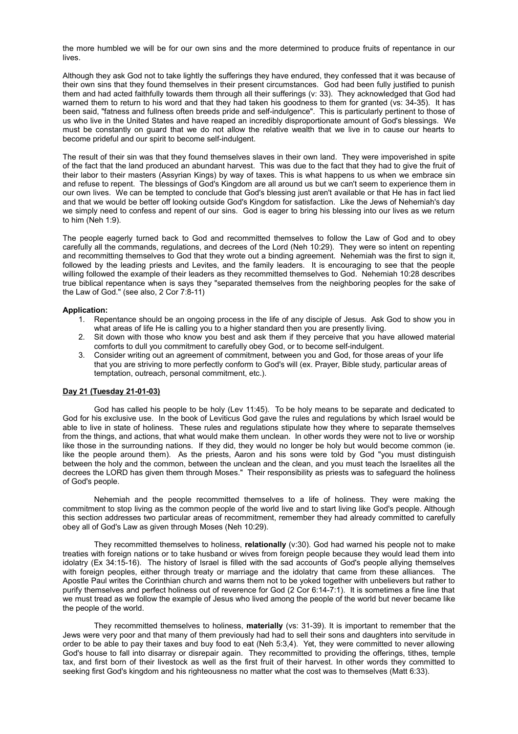the more humbled we will be for our own sins and the more determined to produce fruits of repentance in our lives.

Although they ask God not to take lightly the sufferings they have endured, they confessed that it was because of their own sins that they found themselves in their present circumstances. God had been fully justified to punish them and had acted faithfully towards them through all their sufferings (v: 33). They acknowledged that God had warned them to return to his word and that they had taken his goodness to them for granted (vs: 34-35). It has been said, "fatness and fullness often breeds pride and self-indulgence". This is particularly pertinent to those of us who live in the United States and have reaped an incredibly disproportionate amount of God's blessings. We must be constantly on guard that we do not allow the relative wealth that we live in to cause our hearts to become prideful and our spirit to become self-indulgent.

The result of their sin was that they found themselves slaves in their own land. They were impoverished in spite of the fact that the land produced an abundant harvest. This was due to the fact that they had to give the fruit of their labor to their masters (Assyrian Kings) by way of taxes. This is what happens to us when we embrace sin and refuse to repent. The blessings of God's Kingdom are all around us but we can't seem to experience them in our own lives. We can be tempted to conclude that God's blessing just aren't available or that He has in fact lied and that we would be better off looking outside God's Kingdom for satisfaction. Like the Jews of Nehemiah's day we simply need to confess and repent of our sins. God is eager to bring his blessing into our lives as we return to him (Neh 1:9).

The people eagerly turned back to God and recommitted themselves to follow the Law of God and to obey carefully all the commands, regulations, and decrees of the Lord (Neh 10:29). They were so intent on repenting and recommitting themselves to God that they wrote out a binding agreement. Nehemiah was the first to sign it, followed by the leading priests and Levites, and the family leaders. It is encouraging to see that the people willing followed the example of their leaders as they recommitted themselves to God. Nehemiah 10:28 describes true biblical repentance when is says they "separated themselves from the neighboring peoples for the sake of the Law of God." (see also, 2 Cor 7:8-11)

**Application:**

1. Repentance should be an ongoing process in the life of any disciple of Jesus. Ask God to show you in what areas of life He is calling you to a higher standard then you are presently living.
2. Sit down with those who know you best and ask them if they perceive that you have allowed material comforts to dull you commitment to carefully obey God, or to become self-indulgent.
3. Consider writing out an agreement of commitment, between you and God, for those areas of your life that you are striving to more perfectly conform to God's will (ex. Prayer, Bible study, particular areas of temptation, outreach, personal commitment, etc.).

**Day 21 (Tuesday 21-01-03)**

God has called his people to be holy (Lev 11:45). To be holy means to be separate and dedicated to God for his exclusive use. In the book of Leviticus God gave the rules and regulations by which Israel would be able to live in state of holiness. These rules and regulations stipulate how they where to separate themselves from the things, and actions, that what would make them unclean. In other words they were not to live or worship like those in the surrounding nations. If they did, they would no longer be holy but would become common (ie. like the people around them). As the priests, Aaron and his sons were told by God "you must distinguish between the holy and the common, between the unclean and the clean, and you must teach the Israelites all the decrees the LORD has given them through Moses." Their responsibility as priests was to safeguard the holiness of God's people.

Nehemiah and the people recommitted themselves to a life of holiness. They were making the commitment to stop living as the common people of the world live and to start living like God's people. Although this section addresses two particular areas of recommitment, remember they had already committed to carefully obey all of God's Law as given through Moses (Neh 10:29).

They recommitted themselves to holiness, **relationally** (v:30). God had warned his people not to make treaties with foreign nations or to take husband or wives from foreign people because they would lead them into idolatry (Ex 34:15-16). The history of Israel is filled with the sad accounts of God's people allying themselves with foreign peoples, either through treaty or marriage and the idolatry that came from these alliances. The Apostle Paul writes the Corinthian church and warns them not to be yoked together with unbelievers but rather to purify themselves and perfect holiness out of reverence for God (2 Cor 6:14-7:1). It is sometimes a fine line that we must tread as we follow the example of Jesus who lived among the people of the world but never became like the people of the world.

They recommitted themselves to holiness, **materially** (vs: 31-39). It is important to remember that the Jews were very poor and that many of them previously had had to sell their sons and daughters into servitude in order to be able to pay their taxes and buy food to eat (Neh 5:3,4). Yet, they were committed to never allowing God's house to fall into disarray or disrepair again. They recommitted to providing the offerings, tithes, temple tax, and first born of their livestock as well as the first fruit of their harvest. In other words they committed to seeking first God's kingdom and his righteousness no matter what the cost was to themselves (Matt 6:33).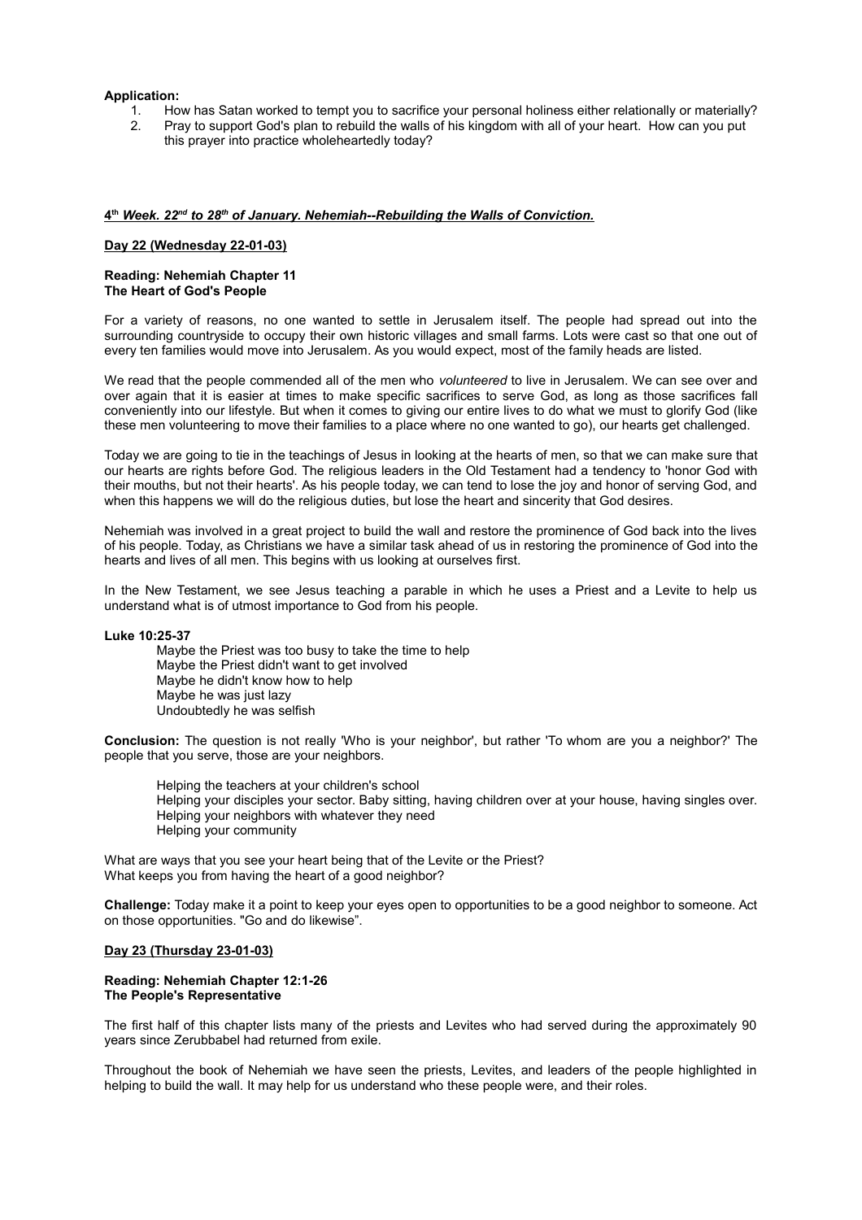**Application:**

1. How has Satan worked to tempt you to sacrifice your personal holiness either relationally or materially?
2. Pray to support God's plan to rebuild the walls of his kingdom with all of your heart. How can you put this prayer into practice wholeheartedly today?

## ***4th Week. 22nd to 28th of January. Nehemiah--Rebuilding the Walls of Conviction.***

### Day 22 (Wednesday 22-01-03)

**Reading: Nehemiah Chapter 11**
**The Heart of God's People**

For a variety of reasons, no one wanted to settle in Jerusalem itself. The people had spread out into the surrounding countryside to occupy their own historic villages and small farms. Lots were cast so that one out of every ten families would move into Jerusalem. As you would expect, most of the family heads are listed.

We read that the people commended all of the men who *volunteered* to live in Jerusalem. We can see over and over again that it is easier at times to make specific sacrifices to serve God, as long as those sacrifices fall conveniently into our lifestyle. But when it comes to giving our entire lives to do what we must to glorify God (like these men volunteering to move their families to a place where no one wanted to go), our hearts get challenged.

Today we are going to tie in the teachings of Jesus in looking at the hearts of men, so that we can make sure that our hearts are rights before God. The religious leaders in the Old Testament had a tendency to 'honor God with their mouths, but not their hearts'. As his people today, we can tend to lose the joy and honor of serving God, and when this happens we will do the religious duties, but lose the heart and sincerity that God desires.

Nehemiah was involved in a great project to build the wall and restore the prominence of God back into the lives of his people. Today, as Christians we have a similar task ahead of us in restoring the prominence of God into the hearts and lives of all men. This begins with us looking at ourselves first.

In the New Testament, we see Jesus teaching a parable in which he uses a Priest and a Levite to help us understand what is of utmost importance to God from his people.

**Luke 10:25-37**

> Maybe the Priest was too busy to take the time to help
> Maybe the Priest didn't want to get involved
> Maybe he didn't know how to help
> Maybe he was just lazy
> Undoubtedly he was selfish

**Conclusion:** The question is not really 'Who is your neighbor', but rather 'To whom are you a neighbor?' The people that you serve, those are your neighbors.

> Helping the teachers at your children's school
> Helping your disciples your sector. Baby sitting, having children over at your house, having singles over.
> Helping your neighbors with whatever they need
> Helping your community

What are ways that you see your heart being that of the Levite or the Priest?
What keeps you from having the heart of a good neighbor?

**Challenge:** Today make it a point to keep your eyes open to opportunities to be a good neighbor to someone. Act on those opportunities. "Go and do likewise".

### Day 23 (Thursday 23-01-03)

**Reading: Nehemiah Chapter 12:1-26**
**The People's Representative**

The first half of this chapter lists many of the priests and Levites who had served during the approximately 90 years since Zerubbabel had returned from exile.

Throughout the book of Nehemiah we have seen the priests, Levites, and leaders of the people highlighted in helping to build the wall. It may help for us understand who these people were, and their roles.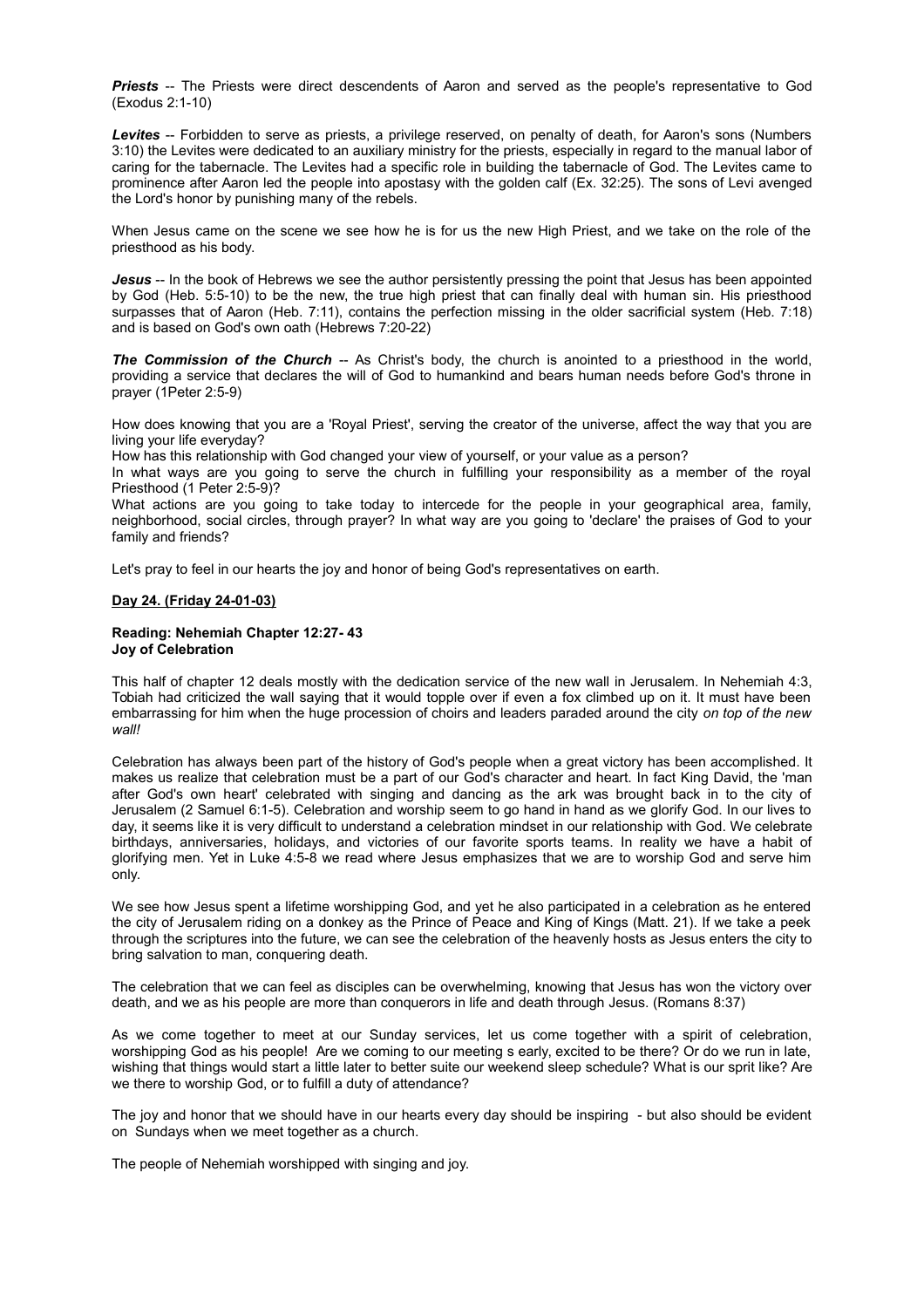***Priests*** -- The Priests were direct descendents of Aaron and served as the people's representative to God (Exodus 2:1-10)

***Levites*** -- Forbidden to serve as priests, a privilege reserved, on penalty of death, for Aaron's sons (Numbers 3:10) the Levites were dedicated to an auxiliary ministry for the priests, especially in regard to the manual labor of caring for the tabernacle. The Levites had a specific role in building the tabernacle of God. The Levites came to prominence after Aaron led the people into apostasy with the golden calf (Ex. 32:25). The sons of Levi avenged the Lord's honor by punishing many of the rebels.

When Jesus came on the scene we see how he is for us the new High Priest, and we take on the role of the priesthood as his body.

***Jesus*** -- In the book of Hebrews we see the author persistently pressing the point that Jesus has been appointed by God (Heb. 5:5-10) to be the new, the true high priest that can finally deal with human sin. His priesthood surpasses that of Aaron (Heb. 7:11), contains the perfection missing in the older sacrificial system (Heb. 7:18) and is based on God's own oath (Hebrews 7:20-22)

***The Commission of the Church*** -- As Christ's body, the church is anointed to a priesthood in the world, providing a service that declares the will of God to humankind and bears human needs before God's throne in prayer (1Peter 2:5-9)

How does knowing that you are a 'Royal Priest', serving the creator of the universe, affect the way that you are living your life everyday?
How has this relationship with God changed your view of yourself, or your value as a person?
In what ways are you going to serve the church in fulfilling your responsibility as a member of the royal Priesthood (1 Peter 2:5-9)?
What actions are you going to take today to intercede for the people in your geographical area, family, neighborhood, social circles, through prayer? In what way are you going to 'declare' the praises of God to your family and friends?

Let's pray to feel in our hearts the joy and honor of being God's representatives on earth.

**Day 24. (Friday 24-01-03)**

**Reading: Nehemiah Chapter 12:27- 43**
**Joy of Celebration**

This half of chapter 12 deals mostly with the dedication service of the new wall in Jerusalem. In Nehemiah 4:3, Tobiah had criticized the wall saying that it would topple over if even a fox climbed up on it. It must have been embarrassing for him when the huge procession of choirs and leaders paraded around the city *on top of the new wall!*

Celebration has always been part of the history of God's people when a great victory has been accomplished. It makes us realize that celebration must be a part of our God's character and heart. In fact King David, the 'man after God's own heart' celebrated with singing and dancing as the ark was brought back in to the city of Jerusalem (2 Samuel 6:1-5). Celebration and worship seem to go hand in hand as we glorify God. In our lives to day, it seems like it is very difficult to understand a celebration mindset in our relationship with God. We celebrate birthdays, anniversaries, holidays, and victories of our favorite sports teams. In reality we have a habit of glorifying men. Yet in Luke 4:5-8 we read where Jesus emphasizes that we are to worship God and serve him only.

We see how Jesus spent a lifetime worshipping God, and yet he also participated in a celebration as he entered the city of Jerusalem riding on a donkey as the Prince of Peace and King of Kings (Matt. 21). If we take a peek through the scriptures into the future, we can see the celebration of the heavenly hosts as Jesus enters the city to bring salvation to man, conquering death.

The celebration that we can feel as disciples can be overwhelming, knowing that Jesus has won the victory over death, and we as his people are more than conquerors in life and death through Jesus. (Romans 8:37)

As we come together to meet at our Sunday services, let us come together with a spirit of celebration, worshipping God as his people! Are we coming to our meeting s early, excited to be there? Or do we run in late, wishing that things would start a little later to better suite our weekend sleep schedule? What is our sprit like? Are we there to worship God, or to fulfill a duty of attendance?

The joy and honor that we should have in our hearts every day should be inspiring - but also should be evident on Sundays when we meet together as a church.

The people of Nehemiah worshipped with singing and joy.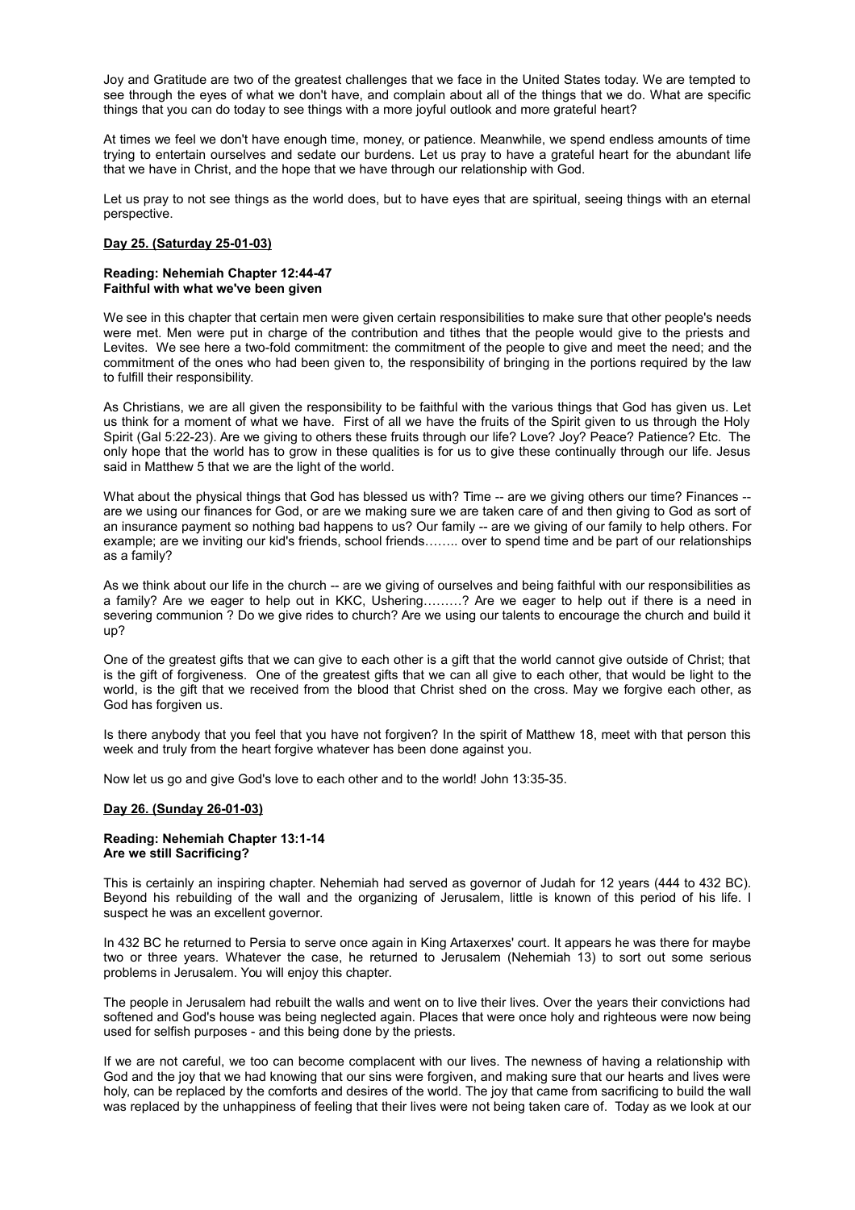Joy and Gratitude are two of the greatest challenges that we face in the United States today. We are tempted to see through the eyes of what we don't have, and complain about all of the things that we do. What are specific things that you can do today to see things with a more joyful outlook and more grateful heart?

At times we feel we don't have enough time, money, or patience. Meanwhile, we spend endless amounts of time trying to entertain ourselves and sedate our burdens. Let us pray to have a grateful heart for the abundant life that we have in Christ, and the hope that we have through our relationship with God.

Let us pray to not see things as the world does, but to have eyes that are spiritual, seeing things with an eternal perspective.

**Day 25. (Saturday 25-01-03)**

**Reading: Nehemiah Chapter 12:44-47**
**Faithful with what we've been given**

We see in this chapter that certain men were given certain responsibilities to make sure that other people's needs were met. Men were put in charge of the contribution and tithes that the people would give to the priests and Levites. We see here a two-fold commitment: the commitment of the people to give and meet the need; and the commitment of the ones who had been given to, the responsibility of bringing in the portions required by the law to fulfill their responsibility.

As Christians, we are all given the responsibility to be faithful with the various things that God has given us. Let us think for a moment of what we have. First of all we have the fruits of the Spirit given to us through the Holy Spirit (Gal 5:22-23). Are we giving to others these fruits through our life? Love? Joy? Peace? Patience? Etc. The only hope that the world has to grow in these qualities is for us to give these continually through our life. Jesus said in Matthew 5 that we are the light of the world.

What about the physical things that God has blessed us with? Time -- are we giving others our time? Finances -- are we using our finances for God, or are we making sure we are taken care of and then giving to God as sort of an insurance payment so nothing bad happens to us? Our family -- are we giving of our family to help others. For example; are we inviting our kid's friends, school friends…….. over to spend time and be part of our relationships as a family?

As we think about our life in the church -- are we giving of ourselves and being faithful with our responsibilities as a family? Are we eager to help out in KKC, Ushering………? Are we eager to help out if there is a need in severing communion ? Do we give rides to church? Are we using our talents to encourage the church and build it up?

One of the greatest gifts that we can give to each other is a gift that the world cannot give outside of Christ; that is the gift of forgiveness. One of the greatest gifts that we can all give to each other, that would be light to the world, is the gift that we received from the blood that Christ shed on the cross. May we forgive each other, as God has forgiven us.

Is there anybody that you feel that you have not forgiven? In the spirit of Matthew 18, meet with that person this week and truly from the heart forgive whatever has been done against you.

Now let us go and give God's love to each other and to the world! John 13:35-35.

**Day 26. (Sunday 26-01-03)**

**Reading: Nehemiah Chapter 13:1-14**
**Are we still Sacrificing?**

This is certainly an inspiring chapter. Nehemiah had served as governor of Judah for 12 years (444 to 432 BC). Beyond his rebuilding of the wall and the organizing of Jerusalem, little is known of this period of his life. I suspect he was an excellent governor.

In 432 BC he returned to Persia to serve once again in King Artaxerxes' court. It appears he was there for maybe two or three years. Whatever the case, he returned to Jerusalem (Nehemiah 13) to sort out some serious problems in Jerusalem. You will enjoy this chapter.

The people in Jerusalem had rebuilt the walls and went on to live their lives. Over the years their convictions had softened and God's house was being neglected again. Places that were once holy and righteous were now being used for selfish purposes - and this being done by the priests.

If we are not careful, we too can become complacent with our lives. The newness of having a relationship with God and the joy that we had knowing that our sins were forgiven, and making sure that our hearts and lives were holy, can be replaced by the comforts and desires of the world. The joy that came from sacrificing to build the wall was replaced by the unhappiness of feeling that their lives were not being taken care of. Today as we look at our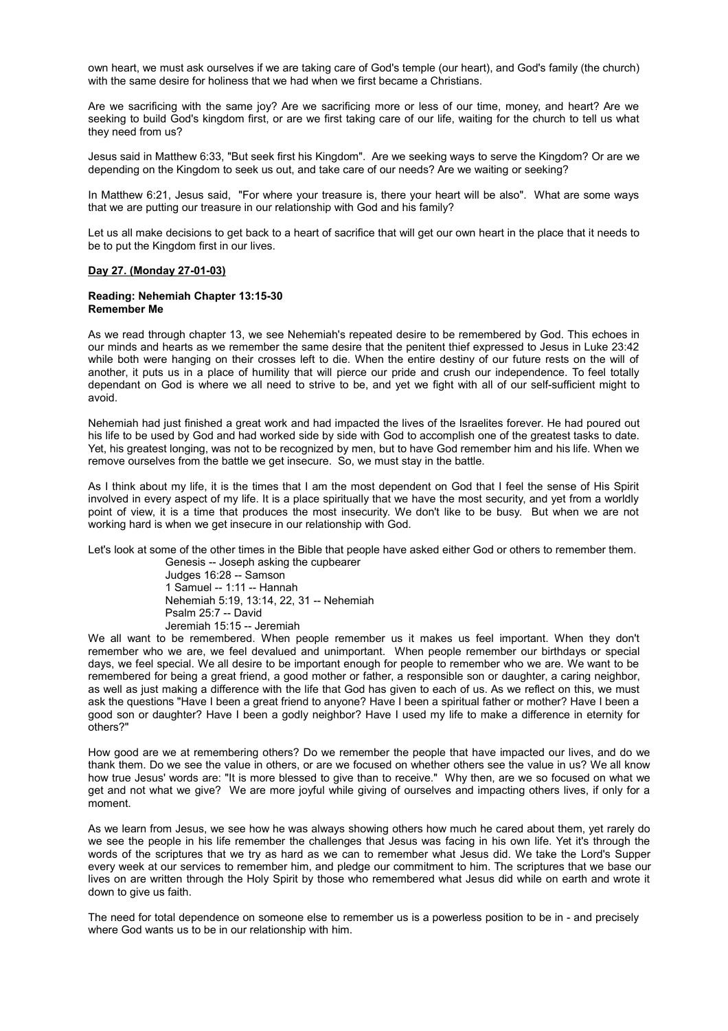own heart, we must ask ourselves if we are taking care of God's temple (our heart), and God's family (the church) with the same desire for holiness that we had when we first became a Christians.

Are we sacrificing with the same joy? Are we sacrificing more or less of our time, money, and heart? Are we seeking to build God's kingdom first, or are we first taking care of our life, waiting for the church to tell us what they need from us?

Jesus said in Matthew 6:33, "But seek first his Kingdom". Are we seeking ways to serve the Kingdom? Or are we depending on the Kingdom to seek us out, and take care of our needs? Are we waiting or seeking?

In Matthew 6:21, Jesus said, "For where your treasure is, there your heart will be also". What are some ways that we are putting our treasure in our relationship with God and his family?

Let us all make decisions to get back to a heart of sacrifice that will get our own heart in the place that it needs to be to put the Kingdom first in our lives.

**Day 27. (Monday 27-01-03)**

**Reading: Nehemiah Chapter 13:15-30**
**Remember Me**

As we read through chapter 13, we see Nehemiah's repeated desire to be remembered by God. This echoes in our minds and hearts as we remember the same desire that the penitent thief expressed to Jesus in Luke 23:42 while both were hanging on their crosses left to die. When the entire destiny of our future rests on the will of another, it puts us in a place of humility that will pierce our pride and crush our independence. To feel totally dependant on God is where we all need to strive to be, and yet we fight with all of our self-sufficient might to avoid.

Nehemiah had just finished a great work and had impacted the lives of the Israelites forever. He had poured out his life to be used by God and had worked side by side with God to accomplish one of the greatest tasks to date. Yet, his greatest longing, was not to be recognized by men, but to have God remember him and his life. When we remove ourselves from the battle we get insecure. So, we must stay in the battle.

As I think about my life, it is the times that I am the most dependent on God that I feel the sense of His Spirit involved in every aspect of my life. It is a place spiritually that we have the most security, and yet from a worldly point of view, it is a time that produces the most insecurity. We don't like to be busy. But when we are not working hard is when we get insecure in our relationship with God.

Let's look at some of the other times in the Bible that people have asked either God or others to remember them.

Genesis -- Joseph asking the cupbearer
Judges 16:28 -- Samson
1 Samuel -- 1:11 -- Hannah
Nehemiah 5:19, 13:14, 22, 31 -- Nehemiah
Psalm 25:7 -- David
Jeremiah 15:15 -- Jeremiah

We all want to be remembered. When people remember us it makes us feel important. When they don't remember who we are, we feel devalued and unimportant. When people remember our birthdays or special days, we feel special. We all desire to be important enough for people to remember who we are. We want to be remembered for being a great friend, a good mother or father, a responsible son or daughter, a caring neighbor, as well as just making a difference with the life that God has given to each of us. As we reflect on this, we must ask the questions "Have I been a great friend to anyone? Have I been a spiritual father or mother? Have I been a good son or daughter? Have I been a godly neighbor? Have I used my life to make a difference in eternity for others?"

How good are we at remembering others? Do we remember the people that have impacted our lives, and do we thank them. Do we see the value in others, or are we focused on whether others see the value in us? We all know how true Jesus' words are: "It is more blessed to give than to receive." Why then, are we so focused on what we get and not what we give? We are more joyful while giving of ourselves and impacting others lives, if only for a moment.

As we learn from Jesus, we see how he was always showing others how much he cared about them, yet rarely do we see the people in his life remember the challenges that Jesus was facing in his own life. Yet it's through the words of the scriptures that we try as hard as we can to remember what Jesus did. We take the Lord's Supper every week at our services to remember him, and pledge our commitment to him. The scriptures that we base our lives on are written through the Holy Spirit by those who remembered what Jesus did while on earth and wrote it down to give us faith.

The need for total dependence on someone else to remember us is a powerless position to be in - and precisely where God wants us to be in our relationship with him.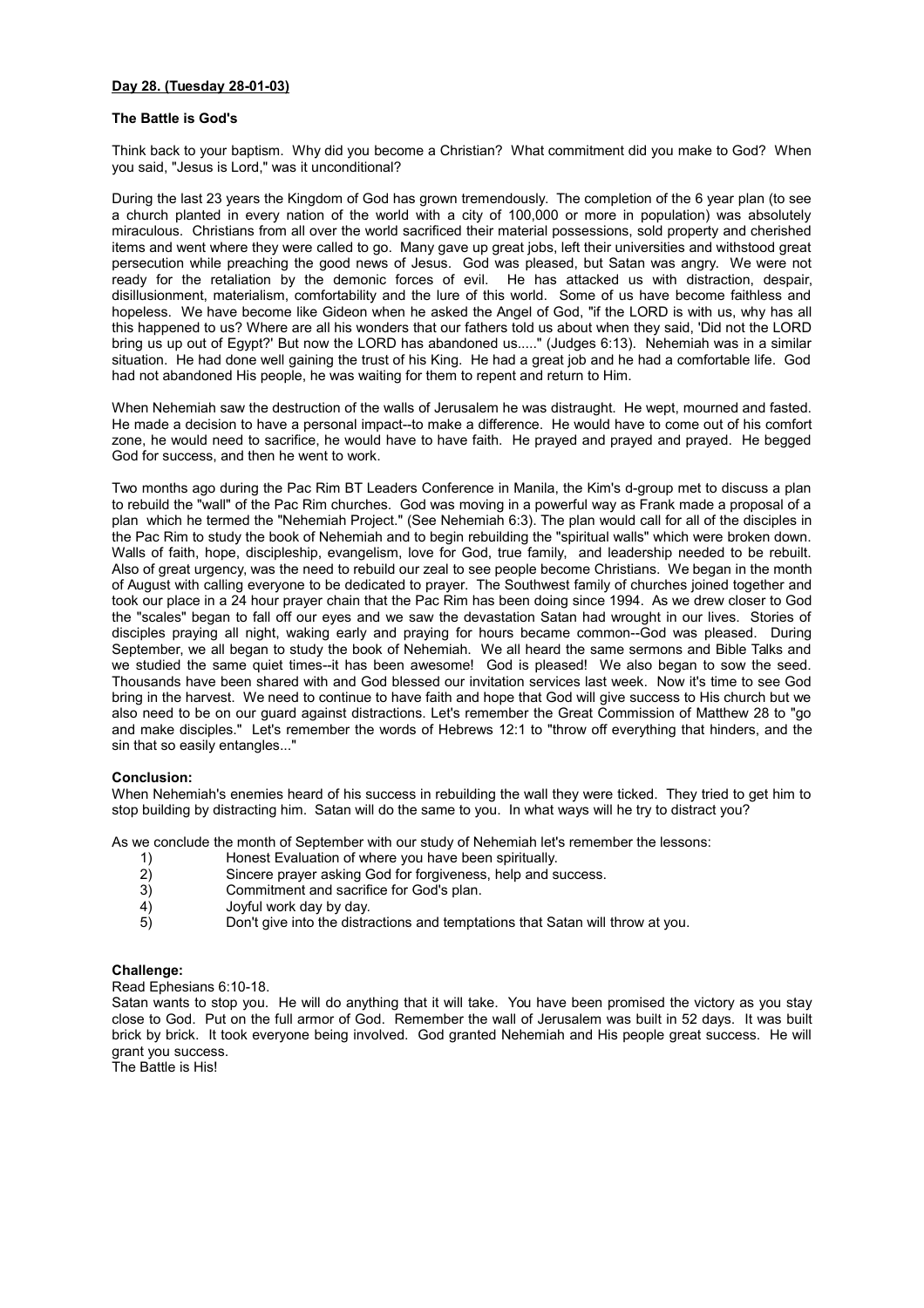**Day 28. (Tuesday 28-01-03)**

**The Battle is God's**

Think back to your baptism. Why did you become a Christian? What commitment did you make to God? When you said, "Jesus is Lord," was it unconditional?

During the last 23 years the Kingdom of God has grown tremendously. The completion of the 6 year plan (to see a church planted in every nation of the world with a city of 100,000 or more in population) was absolutely miraculous. Christians from all over the world sacrificed their material possessions, sold property and cherished items and went where they were called to go. Many gave up great jobs, left their universities and withstood great persecution while preaching the good news of Jesus. God was pleased, but Satan was angry. We were not ready for the retaliation by the demonic forces of evil. He has attacked us with distraction, despair, disillusionment, materialism, comfortability and the lure of this world. Some of us have become faithless and hopeless. We have become like Gideon when he asked the Angel of God, "if the LORD is with us, why has all this happened to us? Where are all his wonders that our fathers told us about when they said, 'Did not the LORD bring us up out of Egypt?' But now the LORD has abandoned us....." (Judges 6:13). Nehemiah was in a similar situation. He had done well gaining the trust of his King. He had a great job and he had a comfortable life. God had not abandoned His people, he was waiting for them to repent and return to Him.

When Nehemiah saw the destruction of the walls of Jerusalem he was distraught. He wept, mourned and fasted. He made a decision to have a personal impact--to make a difference. He would have to come out of his comfort zone, he would need to sacrifice, he would have to have faith. He prayed and prayed and prayed. He begged God for success, and then he went to work.

Two months ago during the Pac Rim BT Leaders Conference in Manila, the Kim's d-group met to discuss a plan to rebuild the "wall" of the Pac Rim churches. God was moving in a powerful way as Frank made a proposal of a plan which he termed the "Nehemiah Project." (See Nehemiah 6:3). The plan would call for all of the disciples in the Pac Rim to study the book of Nehemiah and to begin rebuilding the "spiritual walls" which were broken down. Walls of faith, hope, discipleship, evangelism, love for God, true family, and leadership needed to be rebuilt. Also of great urgency, was the need to rebuild our zeal to see people become Christians. We began in the month of August with calling everyone to be dedicated to prayer. The Southwest family of churches joined together and took our place in a 24 hour prayer chain that the Pac Rim has been doing since 1994. As we drew closer to God the "scales" began to fall off our eyes and we saw the devastation Satan had wrought in our lives. Stories of disciples praying all night, waking early and praying for hours became common--God was pleased. During September, we all began to study the book of Nehemiah. We all heard the same sermons and Bible Talks and we studied the same quiet times--it has been awesome! God is pleased! We also began to sow the seed. Thousands have been shared with and God blessed our invitation services last week. Now it's time to see God bring in the harvest. We need to continue to have faith and hope that God will give success to His church but we also need to be on our guard against distractions. Let's remember the Great Commission of Matthew 28 to "go and make disciples." Let's remember the words of Hebrews 12:1 to "throw off everything that hinders, and the sin that so easily entangles..."

**Conclusion:**
When Nehemiah's enemies heard of his success in rebuilding the wall they were ticked. They tried to get him to stop building by distracting him. Satan will do the same to you. In what ways will he try to distract you?

As we conclude the month of September with our study of Nehemiah let's remember the lessons:

1) Honest Evaluation of where you have been spiritually.
2) Sincere prayer asking God for forgiveness, help and success.
3) Commitment and sacrifice for God's plan.
4) Joyful work day by day.
5) Don't give into the distractions and temptations that Satan will throw at you.

**Challenge:**
Read Ephesians 6:10-18.
Satan wants to stop you. He will do anything that it will take. You have been promised the victory as you stay close to God. Put on the full armor of God. Remember the wall of Jerusalem was built in 52 days. It was built brick by brick. It took everyone being involved. God granted Nehemiah and His people great success. He will grant you success.
The Battle is His!